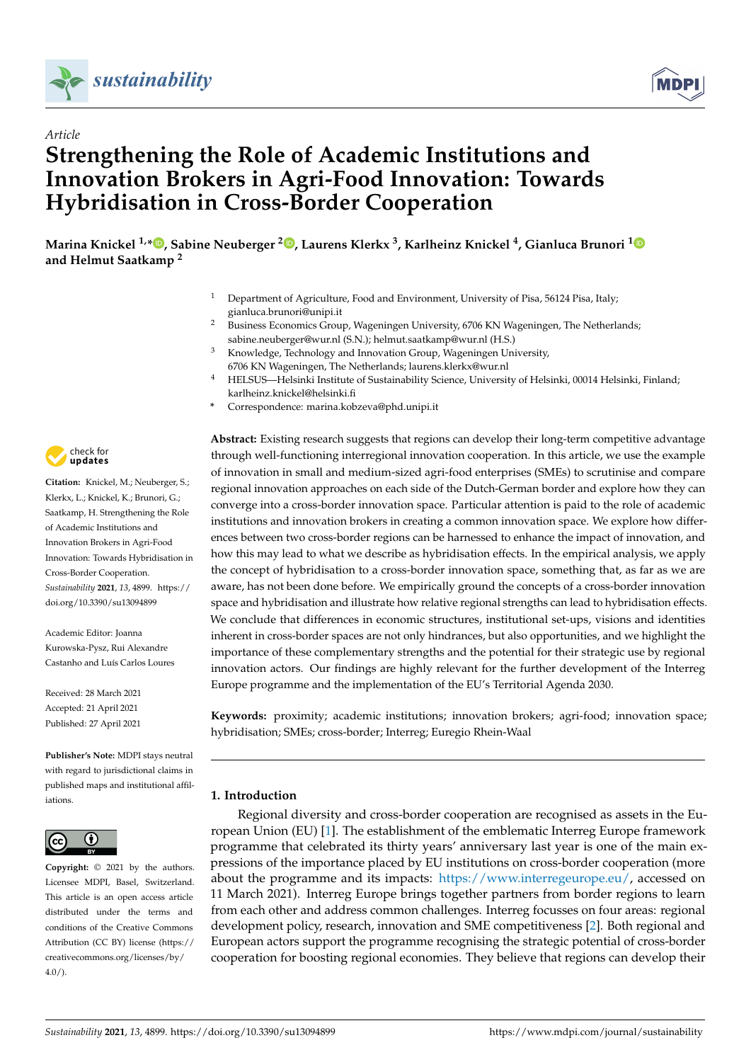*Article*

# Strengthening the Role of Academic Institutions and Innovation Brokers in Agri-Food Innovation: Towards Hybridisation in Cross-Border Cooperation

**Marina Knickel [1,*], Sabine Neuberger [2], Laurens Klerkx [3], Karlheinz Knickel [4], Gianluca Brunori [1] and Helmut Saatkamp [2]**

[1] Department of Agriculture, Food and Environment, University of Pisa, 56124 Pisa, Italy; gianluca.brunori@unipi.it

[2] Business Economics Group, Wageningen University, 6706 KN Wageningen, The Netherlands; sabine.neuberger@wur.nl (S.N.); helmut.saatkamp@wur.nl (H.S.)

[3] Knowledge, Technology and Innovation Group, Wageningen University, 6706 KN Wageningen, The Netherlands; laurens.klerkx@wur.nl

[4] HELSUS—Helsinki Institute of Sustainability Science, University of Helsinki, 00014 Helsinki, Finland; karlheinz.knickel@helsinki.fi

* Correspondence: marina.kobzeva@phd.unipi.it

**Citation:** Knickel, M.; Neuberger, S.; Klerkx, L.; Knickel, K.; Brunori, G.; Saatkamp, H. Strengthening the Role of Academic Institutions and Innovation Brokers in Agri-Food Innovation: Towards Hybridisation in Cross-Border Cooperation. *Sustainability* **2021**, *13*, 4899. https://doi.org/10.3390/su13094899

Academic Editor: Joanna Kurowska-Pysz, Rui Alexandre Castanho and Luís Carlos Loures

Received: 28 March 2021
Accepted: 21 April 2021
Published: 27 April 2021

**Publisher's Note:** MDPI stays neutral with regard to jurisdictional claims in published maps and institutional affiliations.

**Copyright:** © 2021 by the authors. Licensee MDPI, Basel, Switzerland. This article is an open access article distributed under the terms and conditions of the Creative Commons Attribution (CC BY) license (https://creativecommons.org/licenses/by/4.0/).

**Abstract:** Existing research suggests that regions can develop their long-term competitive advantage through well-functioning interregional innovation cooperation. In this article, we use the example of innovation in small and medium-sized agri-food enterprises (SMEs) to scrutinise and compare regional innovation approaches on each side of the Dutch-German border and explore how they can converge into a cross-border innovation space. Particular attention is paid to the role of academic institutions and innovation brokers in creating a common innovation space. We explore how differences between two cross-border regions can be harnessed to enhance the impact of innovation, and how this may lead to what we describe as hybridisation effects. In the empirical analysis, we apply the concept of hybridisation to a cross-border innovation space, something that, as far as we are aware, has not been done before. We empirically ground the concepts of a cross-border innovation space and hybridisation and illustrate how relative regional strengths can lead to hybridisation effects. We conclude that differences in economic structures, institutional set-ups, visions and identities inherent in cross-border spaces are not only hindrances, but also opportunities, and we highlight the importance of these complementary strengths and the potential for their strategic use by regional innovation actors. Our findings are highly relevant for the further development of the Interreg Europe programme and the implementation of the EU's Territorial Agenda 2030.

**Keywords:** proximity; academic institutions; innovation brokers; agri-food; innovation space; hybridisation; SMEs; cross-border; Interreg; Euregio Rhein-Waal

## 1. Introduction

Regional diversity and cross-border cooperation are recognised as assets in the European Union (EU) [1]. The establishment of the emblematic Interreg Europe framework programme that celebrated its thirty years' anniversary last year is one of the main expressions of the importance placed by EU institutions on cross-border cooperation (more about the programme and its impacts: https://www.interregeurope.eu/, accessed on 11 March 2021). Interreg Europe brings together partners from border regions to learn from each other and address common challenges. Interreg focusses on four areas: regional development policy, research, innovation and SME competitiveness [2]. Both regional and European actors support the programme recognising the strategic potential of cross-border cooperation for boosting regional economies. They believe that regions can develop their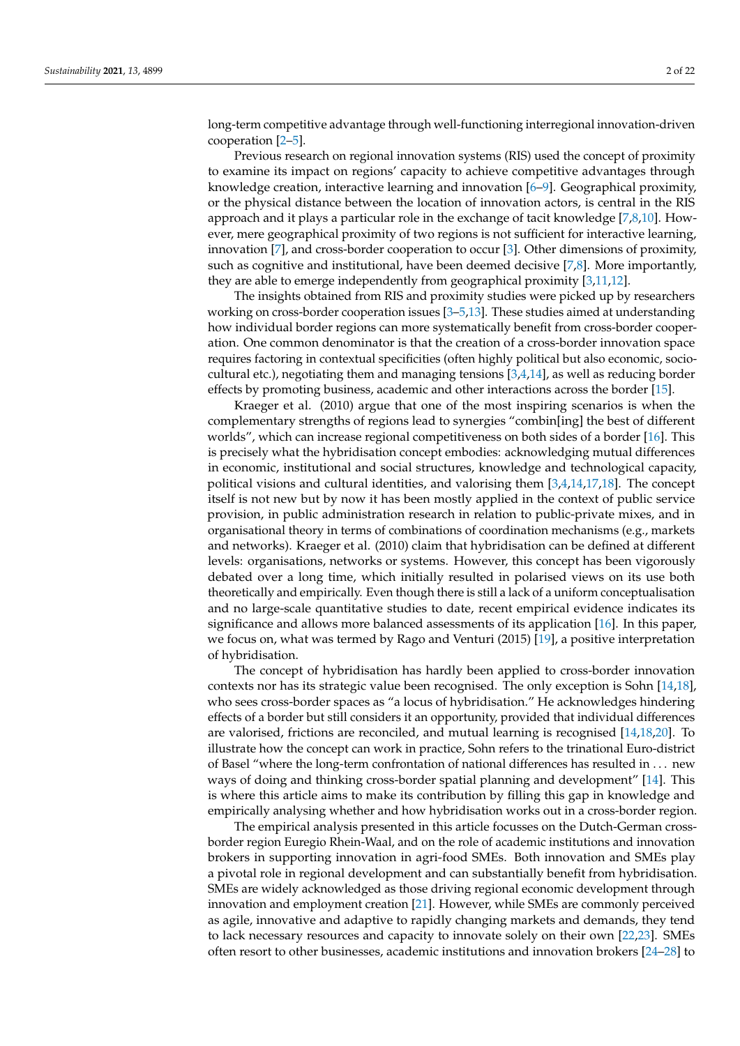long-term competitive advantage through well-functioning interregional innovation-driven cooperation [2–5].

Previous research on regional innovation systems (RIS) used the concept of proximity to examine its impact on regions' capacity to achieve competitive advantages through knowledge creation, interactive learning and innovation [6–9]. Geographical proximity, or the physical distance between the location of innovation actors, is central in the RIS approach and it plays a particular role in the exchange of tacit knowledge [7,8,10]. However, mere geographical proximity of two regions is not sufficient for interactive learning, innovation [7], and cross-border cooperation to occur [3]. Other dimensions of proximity, such as cognitive and institutional, have been deemed decisive [7,8]. More importantly, they are able to emerge independently from geographical proximity [3,11,12].

The insights obtained from RIS and proximity studies were picked up by researchers working on cross-border cooperation issues [3–5,13]. These studies aimed at understanding how individual border regions can more systematically benefit from cross-border cooperation. One common denominator is that the creation of a cross-border innovation space requires factoring in contextual specificities (often highly political but also economic, socio-cultural etc.), negotiating them and managing tensions [3,4,14], as well as reducing border effects by promoting business, academic and other interactions across the border [15].

Kraeger et al. (2010) argue that one of the most inspiring scenarios is when the complementary strengths of regions lead to synergies "combin[ing] the best of different worlds", which can increase regional competitiveness on both sides of a border [16]. This is precisely what the hybridisation concept embodies: acknowledging mutual differences in economic, institutional and social structures, knowledge and technological capacity, political visions and cultural identities, and valorising them [3,4,14,17,18]. The concept itself is not new but by now it has been mostly applied in the context of public service provision, in public administration research in relation to public-private mixes, and in organisational theory in terms of combinations of coordination mechanisms (e.g., markets and networks). Kraeger et al. (2010) claim that hybridisation can be defined at different levels: organisations, networks or systems. However, this concept has been vigorously debated over a long time, which initially resulted in polarised views on its use both theoretically and empirically. Even though there is still a lack of a uniform conceptualisation and no large-scale quantitative studies to date, recent empirical evidence indicates its significance and allows more balanced assessments of its application [16]. In this paper, we focus on, what was termed by Rago and Venturi (2015) [19], a positive interpretation of hybridisation.

The concept of hybridisation has hardly been applied to cross-border innovation contexts nor has its strategic value been recognised. The only exception is Sohn [14,18], who sees cross-border spaces as "a locus of hybridisation." He acknowledges hindering effects of a border but still considers it an opportunity, provided that individual differences are valorised, frictions are reconciled, and mutual learning is recognised [14,18,20]. To illustrate how the concept can work in practice, Sohn refers to the trinational Euro-district of Basel "where the long-term confrontation of national differences has resulted in . . . new ways of doing and thinking cross-border spatial planning and development" [14]. This is where this article aims to make its contribution by filling this gap in knowledge and empirically analysing whether and how hybridisation works out in a cross-border region.

The empirical analysis presented in this article focusses on the Dutch-German cross-border region Euregio Rhein-Waal, and on the role of academic institutions and innovation brokers in supporting innovation in agri-food SMEs. Both innovation and SMEs play a pivotal role in regional development and can substantially benefit from hybridisation. SMEs are widely acknowledged as those driving regional economic development through innovation and employment creation [21]. However, while SMEs are commonly perceived as agile, innovative and adaptive to rapidly changing markets and demands, they tend to lack necessary resources and capacity to innovate solely on their own [22,23]. SMEs often resort to other businesses, academic institutions and innovation brokers [24–28] to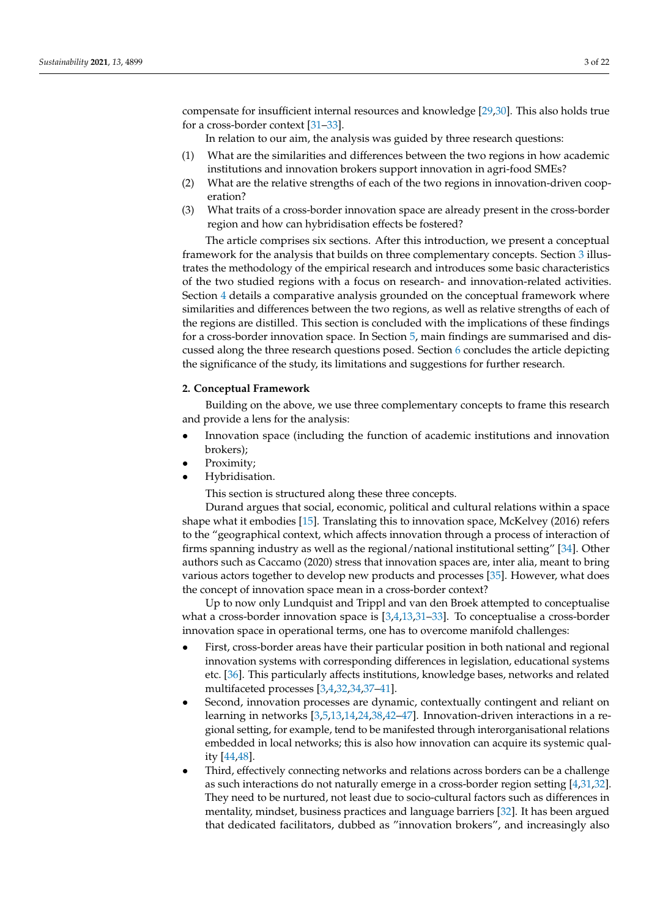compensate for insufficient internal resources and knowledge [29,30]. This also holds true for a cross-border context [31–33].

In relation to our aim, the analysis was guided by three research questions:

(1) What are the similarities and differences between the two regions in how academic institutions and innovation brokers support innovation in agri-food SMEs?
(2) What are the relative strengths of each of the two regions in innovation-driven cooperation?
(3) What traits of a cross-border innovation space are already present in the cross-border region and how can hybridisation effects be fostered?

The article comprises six sections. After this introduction, we present a conceptual framework for the analysis that builds on three complementary concepts. Section 3 illustrates the methodology of the empirical research and introduces some basic characteristics of the two studied regions with a focus on research- and innovation-related activities. Section 4 details a comparative analysis grounded on the conceptual framework where similarities and differences between the two regions, as well as relative strengths of each of the regions are distilled. This section is concluded with the implications of these findings for a cross-border innovation space. In Section 5, main findings are summarised and discussed along the three research questions posed. Section 6 concludes the article depicting the significance of the study, its limitations and suggestions for further research.

## 2. Conceptual Framework

Building on the above, we use three complementary concepts to frame this research and provide a lens for the analysis:

- Innovation space (including the function of academic institutions and innovation brokers);
- Proximity;
- Hybridisation.

This section is structured along these three concepts.

Durand argues that social, economic, political and cultural relations within a space shape what it embodies [15]. Translating this to innovation space, McKelvey (2016) refers to the "geographical context, which affects innovation through a process of interaction of firms spanning industry as well as the regional/national institutional setting" [34]. Other authors such as Caccamo (2020) stress that innovation spaces are, inter alia, meant to bring various actors together to develop new products and processes [35]. However, what does the concept of innovation space mean in a cross-border context?

Up to now only Lundquist and Trippl and van den Broek attempted to conceptualise what a cross-border innovation space is [3,4,13,31–33]. To conceptualise a cross-border innovation space in operational terms, one has to overcome manifold challenges:

- First, cross-border areas have their particular position in both national and regional innovation systems with corresponding differences in legislation, educational systems etc. [36]. This particularly affects institutions, knowledge bases, networks and related multifaceted processes [3,4,32,34,37–41].
- Second, innovation processes are dynamic, contextually contingent and reliant on learning in networks [3,5,13,14,24,38,42–47]. Innovation-driven interactions in a regional setting, for example, tend to be manifested through interorganisational relations embedded in local networks; this is also how innovation can acquire its systemic quality [44,48].
- Third, effectively connecting networks and relations across borders can be a challenge as such interactions do not naturally emerge in a cross-border region setting [4,31,32]. They need to be nurtured, not least due to socio-cultural factors such as differences in mentality, mindset, business practices and language barriers [32]. It has been argued that dedicated facilitators, dubbed as "innovation brokers", and increasingly also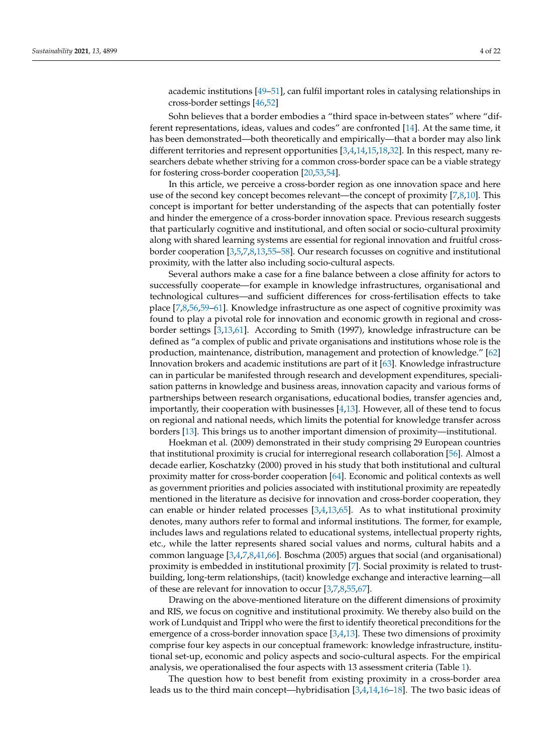academic institutions [49–51], can fulfil important roles in catalysing relationships in cross-border settings [46,52]

Sohn believes that a border embodies a "third space in-between states" where "different representations, ideas, values and codes" are confronted [14]. At the same time, it has been demonstrated—both theoretically and empirically—that a border may also link different territories and represent opportunities [3,4,14,15,18,32]. In this respect, many researchers debate whether striving for a common cross-border space can be a viable strategy for fostering cross-border cooperation [20,53,54].

In this article, we perceive a cross-border region as one innovation space and here use of the second key concept becomes relevant—the concept of proximity [7,8,10]. This concept is important for better understanding of the aspects that can potentially foster and hinder the emergence of a cross-border innovation space. Previous research suggests that particularly cognitive and institutional, and often social or socio-cultural proximity along with shared learning systems are essential for regional innovation and fruitful cross-border cooperation [3,5,7,8,13,55–58]. Our research focusses on cognitive and institutional proximity, with the latter also including socio-cultural aspects.

Several authors make a case for a fine balance between a close affinity for actors to successfully cooperate—for example in knowledge infrastructures, organisational and technological cultures—and sufficient differences for cross-fertilisation effects to take place [7,8,56,59–61]. Knowledge infrastructure as one aspect of cognitive proximity was found to play a pivotal role for innovation and economic growth in regional and cross-border settings [3,13,61]. According to Smith (1997), knowledge infrastructure can be defined as "a complex of public and private organisations and institutions whose role is the production, maintenance, distribution, management and protection of knowledge." [62] Innovation brokers and academic institutions are part of it [63]. Knowledge infrastructure can in particular be manifested through research and development expenditures, specialisation patterns in knowledge and business areas, innovation capacity and various forms of partnerships between research organisations, educational bodies, transfer agencies and, importantly, their cooperation with businesses [4,13]. However, all of these tend to focus on regional and national needs, which limits the potential for knowledge transfer across borders [13]. This brings us to another important dimension of proximity—institutional.

Hoekman et al. (2009) demonstrated in their study comprising 29 European countries that institutional proximity is crucial for interregional research collaboration [56]. Almost a decade earlier, Koschatzky (2000) proved in his study that both institutional and cultural proximity matter for cross-border cooperation [64]. Economic and political contexts as well as government priorities and policies associated with institutional proximity are repeatedly mentioned in the literature as decisive for innovation and cross-border cooperation, they can enable or hinder related processes [3,4,13,65]. As to what institutional proximity denotes, many authors refer to formal and informal institutions. The former, for example, includes laws and regulations related to educational systems, intellectual property rights, etc., while the latter represents shared social values and norms, cultural habits and a common language [3,4,7,8,41,66]. Boschma (2005) argues that social (and organisational) proximity is embedded in institutional proximity [7]. Social proximity is related to trust-building, long-term relationships, (tacit) knowledge exchange and interactive learning—all of these are relevant for innovation to occur [3,7,8,55,67].

Drawing on the above-mentioned literature on the different dimensions of proximity and RIS, we focus on cognitive and institutional proximity. We thereby also build on the work of Lundquist and Trippl who were the first to identify theoretical preconditions for the emergence of a cross-border innovation space [3,4,13]. These two dimensions of proximity comprise four key aspects in our conceptual framework: knowledge infrastructure, institutional set-up, economic and policy aspects and socio-cultural aspects. For the empirical analysis, we operationalised the four aspects with 13 assessment criteria (Table 1).

The question how to best benefit from existing proximity in a cross-border area leads us to the third main concept—hybridisation [3,4,14,16–18]. The two basic ideas of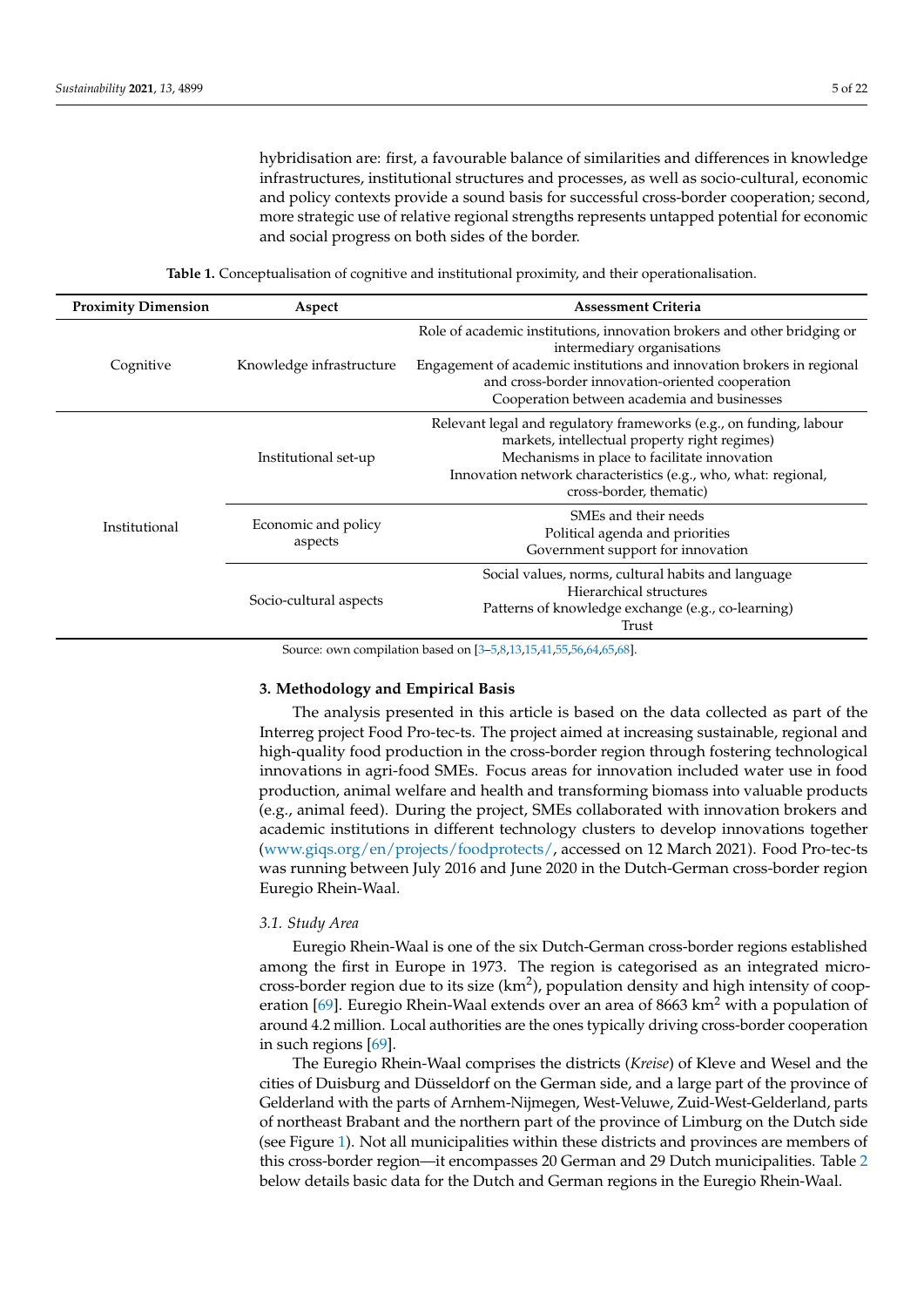hybridisation are: first, a favourable balance of similarities and differences in knowledge infrastructures, institutional structures and processes, as well as socio-cultural, economic and policy contexts provide a sound basis for successful cross-border cooperation; second, more strategic use of relative regional strengths represents untapped potential for economic and social progress on both sides of the border.

**Table 1.** Conceptualisation of cognitive and institutional proximity, and their operationalisation.

| Proximity Dimension | Aspect | Assessment Criteria |
| --- | --- | --- |
| Cognitive | Knowledge infrastructure | Role of academic institutions, innovation brokers and other bridging or intermediary organisations<br>Engagement of academic institutions and innovation brokers in regional and cross-border innovation-oriented cooperation<br>Cooperation between academia and businesses |
| Institutional | Institutional set-up | Relevant legal and regulatory frameworks (e.g., on funding, labour markets, intellectual property right regimes)<br>Mechanisms in place to facilitate innovation<br>Innovation network characteristics (e.g., who, what: regional, cross-border, thematic) |
| | Economic and policy aspects | SMEs and their needs<br>Political agenda and priorities<br>Government support for innovation |
| | Socio-cultural aspects | Social values, norms, cultural habits and language<br>Hierarchical structures<br>Patterns of knowledge exchange (e.g., co-learning)<br>Trust |

Source: own compilation based on [3–5,8,13,15,41,55,56,64,65,68].

## 3. Methodology and Empirical Basis

The analysis presented in this article is based on the data collected as part of the Interreg project Food Pro-tec-ts. The project aimed at increasing sustainable, regional and high-quality food production in the cross-border region through fostering technological innovations in agri-food SMEs. Focus areas for innovation included water use in food production, animal welfare and health and transforming biomass into valuable products (e.g., animal feed). During the project, SMEs collaborated with innovation brokers and academic institutions in different technology clusters to develop innovations together (www.giqs.org/en/projects/foodprotects/, accessed on 12 March 2021). Food Pro-tec-ts was running between July 2016 and June 2020 in the Dutch-German cross-border region Euregio Rhein-Waal.

### *3.1. Study Area*

Euregio Rhein-Waal is one of the six Dutch-German cross-border regions established among the first in Europe in 1973. The region is categorised as an integrated micro-cross-border region due to its size ($km^2$), population density and high intensity of cooperation [69]. Euregio Rhein-Waal extends over an area of 8663 $km^2$ with a population of around 4.2 million. Local authorities are the ones typically driving cross-border cooperation in such regions [69].

The Euregio Rhein-Waal comprises the districts (*Kreise*) of Kleve and Wesel and the cities of Duisburg and Düsseldorf on the German side, and a large part of the province of Gelderland with the parts of Arnhem-Nijmegen, West-Veluwe, Zuid-West-Gelderland, parts of northeast Brabant and the northern part of the province of Limburg on the Dutch side (see Figure 1). Not all municipalities within these districts and provinces are members of this cross-border region—it encompasses 20 German and 29 Dutch municipalities. Table 2 below details basic data for the Dutch and German regions in the Euregio Rhein-Waal.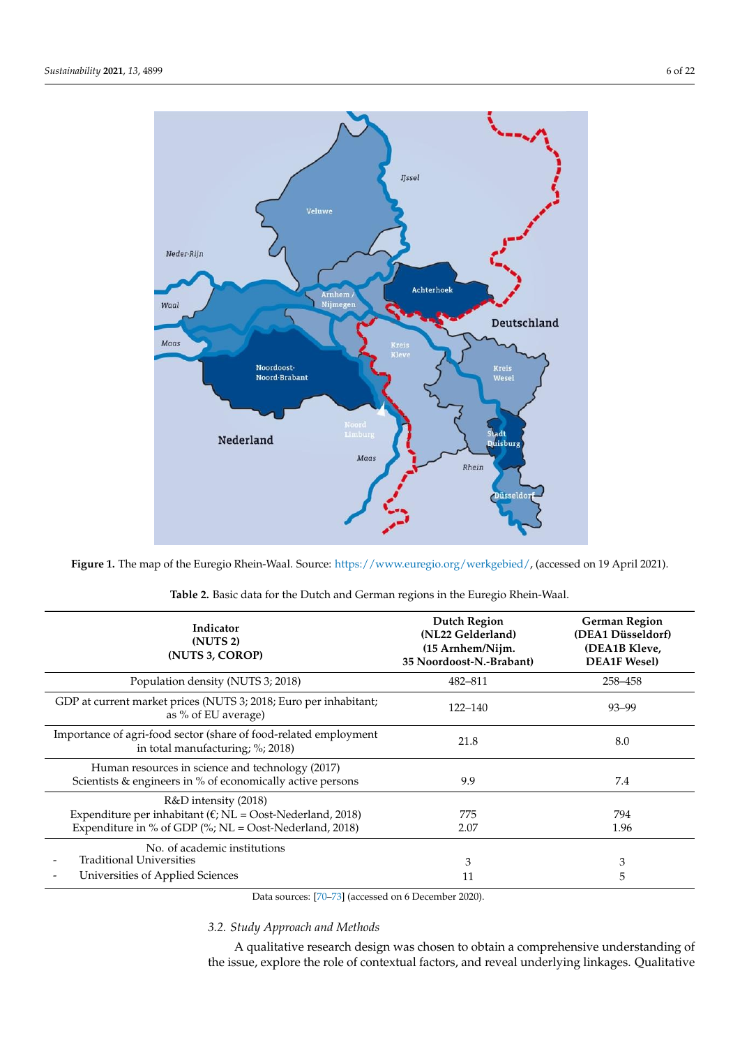**Figure 1.** The map of the Euregio Rhein-Waal. Source: https://www.euregio.org/werkgebied/, (accessed on 19 April 2021).

**Table 2.** Basic data for the Dutch and German regions in the Euregio Rhein-Waal.

| Indicator (NUTS 2) (NUTS 3, COROP) | Dutch Region (NL22 Gelderland) (15 Arnhem/Nijm. 35 Noordoost-N.-Brabant) | German Region (DEA1 Düsseldorf) (DEA1B Kleve, DEA1F Wesel) |
|---|---|---|
| Population density (NUTS 3; 2018) | 482–811 | 258–458 |
| GDP at current market prices (NUTS 3; 2018; Euro per inhabitant; as % of EU average) | 122–140 | 93–99 |
| Importance of agri-food sector (share of food-related employment in total manufacturing; %; 2018) | 21.8 | 8.0 |
| Human resources in science and technology (2017) Scientists & engineers in % of economically active persons | 9.9 | 7.4 |
| R&D intensity (2018) | | |
| Expenditure per inhabitant (€; NL = Oost-Nederland, 2018) | 775 | 794 |
| Expenditure in % of GDP (%; NL = Oost-Nederland, 2018) | 2.07 | 1.96 |
| No. of academic institutions | | |
| - Traditional Universities | 3 | 3 |
| - Universities of Applied Sciences | 11 | 5 |

Data sources: [70–73] (accessed on 6 December 2020).

### 3.2. Study Approach and Methods

A qualitative research design was chosen to obtain a comprehensive understanding of the issue, explore the role of contextual factors, and reveal underlying linkages. Qualitative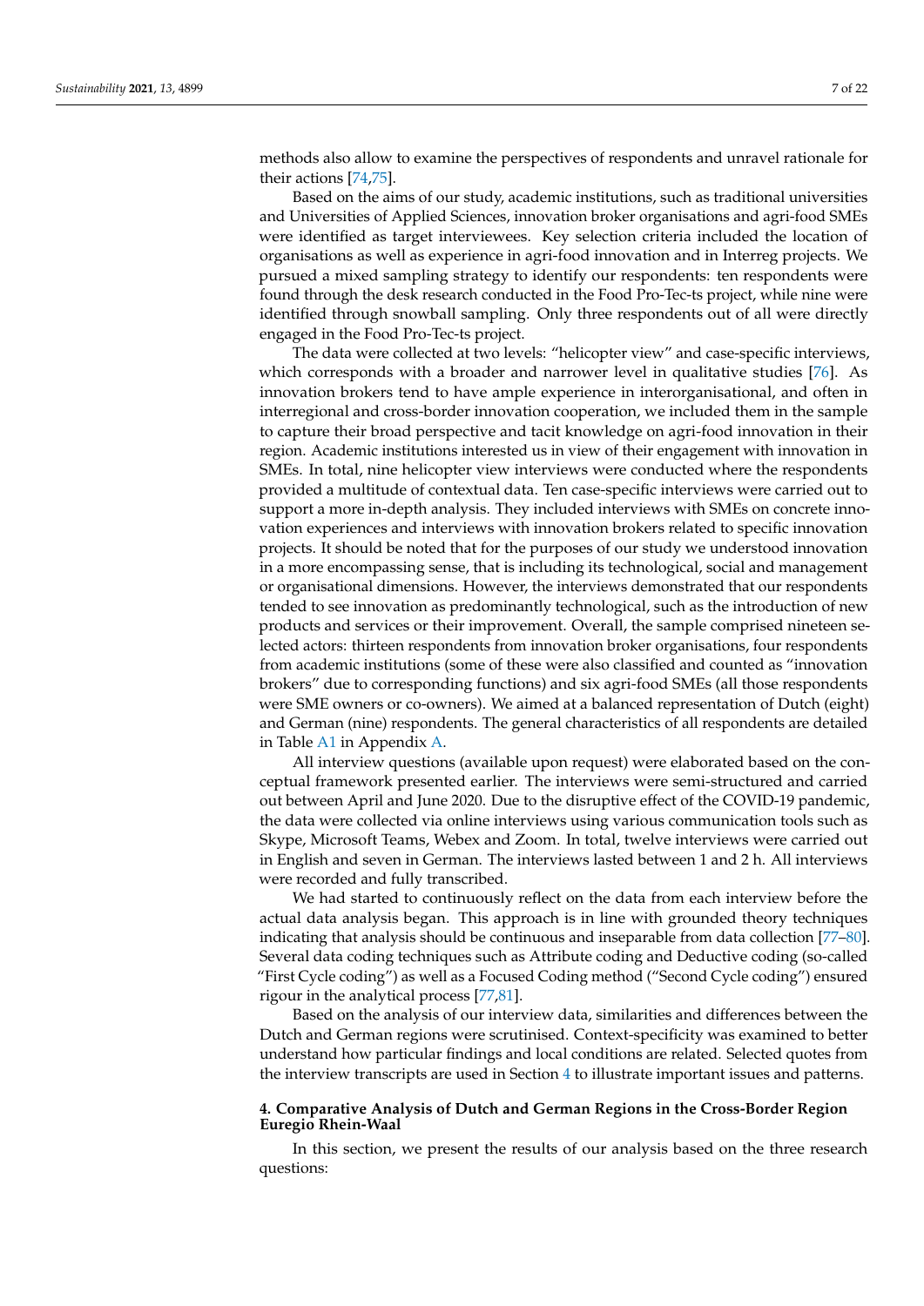methods also allow to examine the perspectives of respondents and unravel rationale for their actions [74,75].

Based on the aims of our study, academic institutions, such as traditional universities and Universities of Applied Sciences, innovation broker organisations and agri-food SMEs were identified as target interviewees. Key selection criteria included the location of organisations as well as experience in agri-food innovation and in Interreg projects. We pursued a mixed sampling strategy to identify our respondents: ten respondents were found through the desk research conducted in the Food Pro-Tec-ts project, while nine were identified through snowball sampling. Only three respondents out of all were directly engaged in the Food Pro-Tec-ts project.

The data were collected at two levels: "helicopter view" and case-specific interviews, which corresponds with a broader and narrower level in qualitative studies [76]. As innovation brokers tend to have ample experience in interorganisational, and often in interregional and cross-border innovation cooperation, we included them in the sample to capture their broad perspective and tacit knowledge on agri-food innovation in their region. Academic institutions interested us in view of their engagement with innovation in SMEs. In total, nine helicopter view interviews were conducted where the respondents provided a multitude of contextual data. Ten case-specific interviews were carried out to support a more in-depth analysis. They included interviews with SMEs on concrete innovation experiences and interviews with innovation brokers related to specific innovation projects. It should be noted that for the purposes of our study we understood innovation in a more encompassing sense, that is including its technological, social and management or organisational dimensions. However, the interviews demonstrated that our respondents tended to see innovation as predominantly technological, such as the introduction of new products and services or their improvement. Overall, the sample comprised nineteen selected actors: thirteen respondents from innovation broker organisations, four respondents from academic institutions (some of these were also classified and counted as "innovation brokers" due to corresponding functions) and six agri-food SMEs (all those respondents were SME owners or co-owners). We aimed at a balanced representation of Dutch (eight) and German (nine) respondents. The general characteristics of all respondents are detailed in Table A1 in Appendix A.

All interview questions (available upon request) were elaborated based on the conceptual framework presented earlier. The interviews were semi-structured and carried out between April and June 2020. Due to the disruptive effect of the COVID-19 pandemic, the data were collected via online interviews using various communication tools such as Skype, Microsoft Teams, Webex and Zoom. In total, twelve interviews were carried out in English and seven in German. The interviews lasted between 1 and 2 h. All interviews were recorded and fully transcribed.

We had started to continuously reflect on the data from each interview before the actual data analysis began. This approach is in line with grounded theory techniques indicating that analysis should be continuous and inseparable from data collection [77–80]. Several data coding techniques such as Attribute coding and Deductive coding (so-called "First Cycle coding") as well as a Focused Coding method ("Second Cycle coding") ensured rigour in the analytical process [77,81].

Based on the analysis of our interview data, similarities and differences between the Dutch and German regions were scrutinised. Context-specificity was examined to better understand how particular findings and local conditions are related. Selected quotes from the interview transcripts are used in Section 4 to illustrate important issues and patterns.

## 4. Comparative Analysis of Dutch and German Regions in the Cross-Border Region Euregio Rhein-Waal

In this section, we present the results of our analysis based on the three research questions: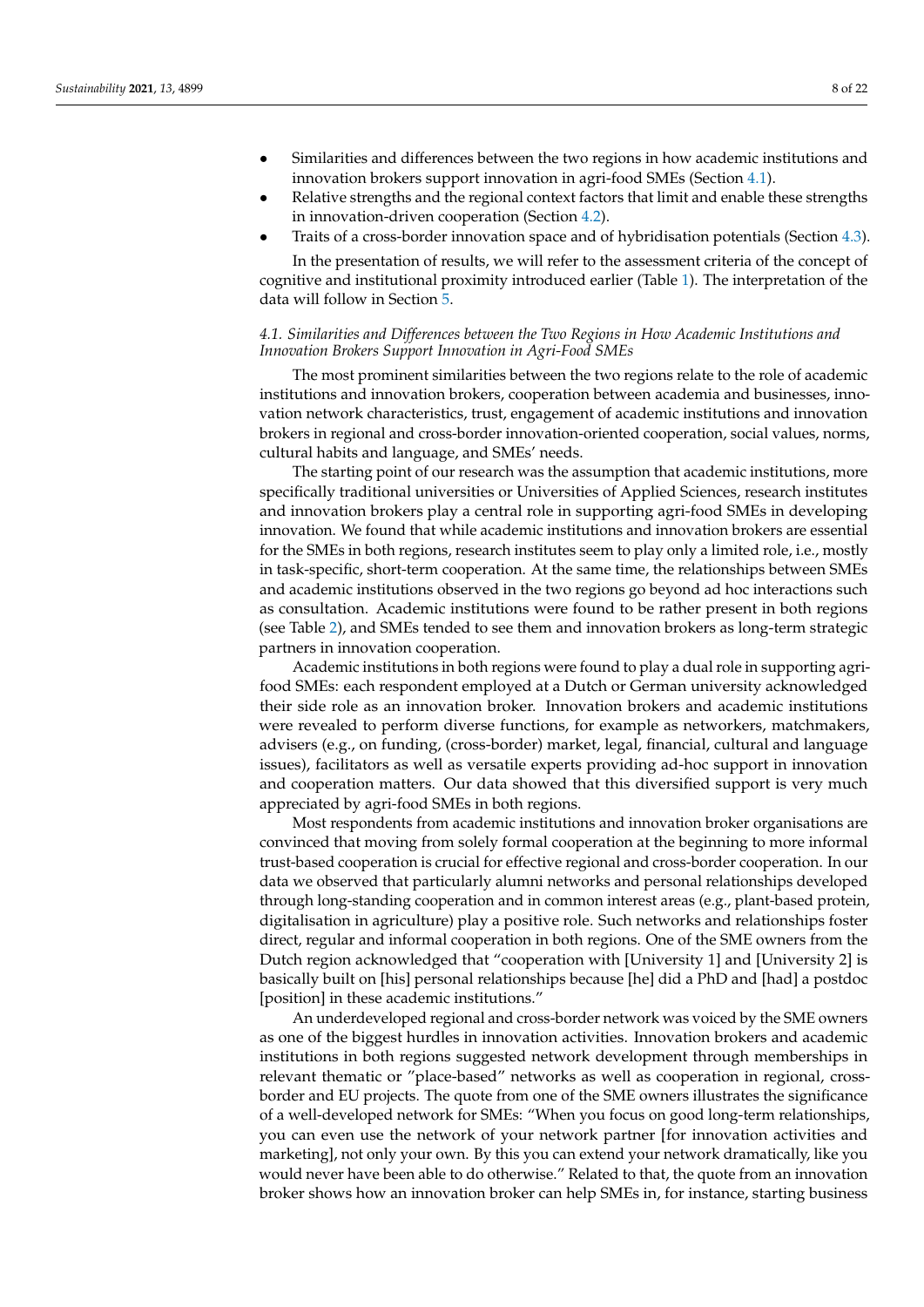- Similarities and differences between the two regions in how academic institutions and innovation brokers support innovation in agri-food SMEs (Section 4.1).
- Relative strengths and the regional context factors that limit and enable these strengths in innovation-driven cooperation (Section 4.2).
- Traits of a cross-border innovation space and of hybridisation potentials (Section 4.3).

In the presentation of results, we will refer to the assessment criteria of the concept of cognitive and institutional proximity introduced earlier (Table 1). The interpretation of the data will follow in Section 5.

### *4.1. Similarities and Differences between the Two Regions in How Academic Institutions and Innovation Brokers Support Innovation in Agri-Food SMEs*

The most prominent similarities between the two regions relate to the role of academic institutions and innovation brokers, cooperation between academia and businesses, innovation network characteristics, trust, engagement of academic institutions and innovation brokers in regional and cross-border innovation-oriented cooperation, social values, norms, cultural habits and language, and SMEs' needs.

The starting point of our research was the assumption that academic institutions, more specifically traditional universities or Universities of Applied Sciences, research institutes and innovation brokers play a central role in supporting agri-food SMEs in developing innovation. We found that while academic institutions and innovation brokers are essential for the SMEs in both regions, research institutes seem to play only a limited role, i.e., mostly in task-specific, short-term cooperation. At the same time, the relationships between SMEs and academic institutions observed in the two regions go beyond ad hoc interactions such as consultation. Academic institutions were found to be rather present in both regions (see Table 2), and SMEs tended to see them and innovation brokers as long-term strategic partners in innovation cooperation.

Academic institutions in both regions were found to play a dual role in supporting agri-food SMEs: each respondent employed at a Dutch or German university acknowledged their side role as an innovation broker. Innovation brokers and academic institutions were revealed to perform diverse functions, for example as networkers, matchmakers, advisers (e.g., on funding, (cross-border) market, legal, financial, cultural and language issues), facilitators as well as versatile experts providing ad-hoc support in innovation and cooperation matters. Our data showed that this diversified support is very much appreciated by agri-food SMEs in both regions.

Most respondents from academic institutions and innovation broker organisations are convinced that moving from solely formal cooperation at the beginning to more informal trust-based cooperation is crucial for effective regional and cross-border cooperation. In our data we observed that particularly alumni networks and personal relationships developed through long-standing cooperation and in common interest areas (e.g., plant-based protein, digitalisation in agriculture) play a positive role. Such networks and relationships foster direct, regular and informal cooperation in both regions. One of the SME owners from the Dutch region acknowledged that "cooperation with [University 1] and [University 2] is basically built on [his] personal relationships because [he] did a PhD and [had] a postdoc [position] in these academic institutions."

An underdeveloped regional and cross-border network was voiced by the SME owners as one of the biggest hurdles in innovation activities. Innovation brokers and academic institutions in both regions suggested network development through memberships in relevant thematic or "place-based" networks as well as cooperation in regional, cross-border and EU projects. The quote from one of the SME owners illustrates the significance of a well-developed network for SMEs: "When you focus on good long-term relationships, you can even use the network of your network partner [for innovation activities and marketing], not only your own. By this you can extend your network dramatically, like you would never have been able to do otherwise." Related to that, the quote from an innovation broker shows how an innovation broker can help SMEs in, for instance, starting business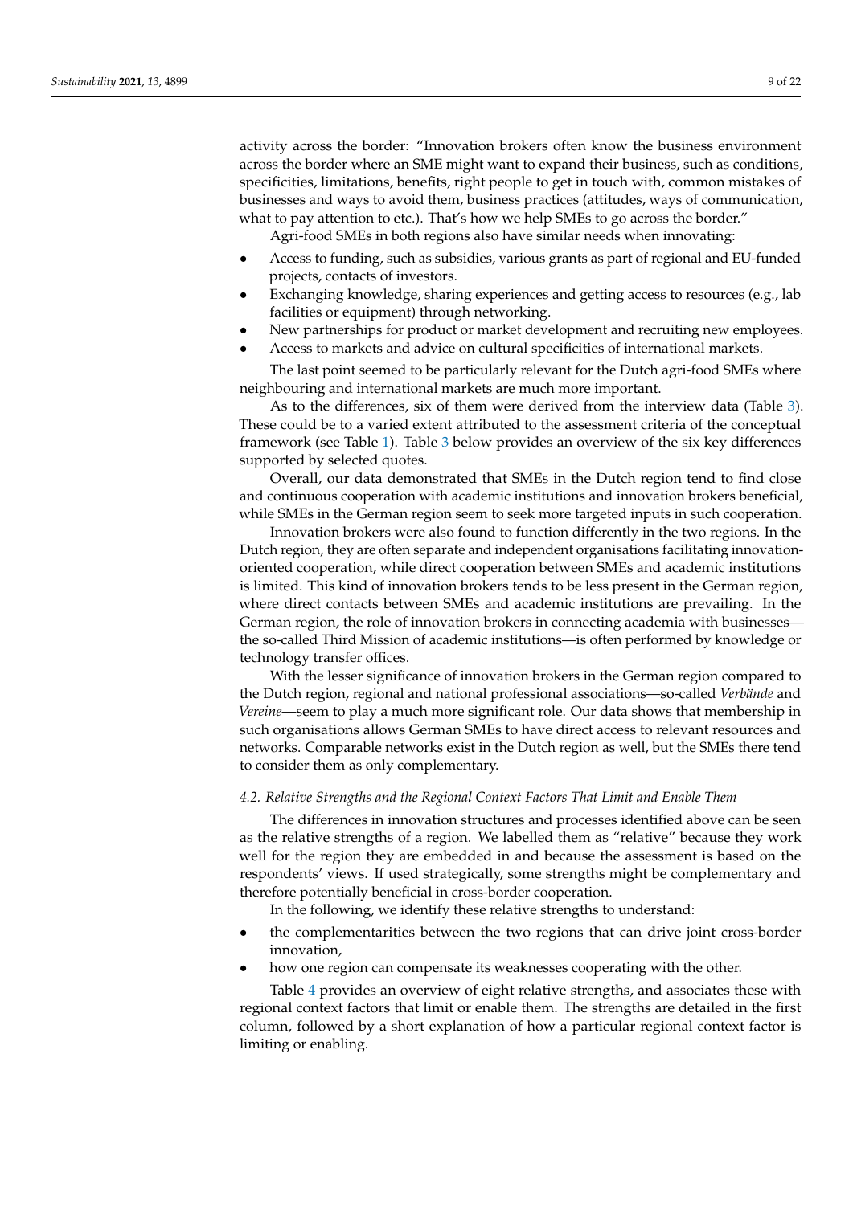activity across the border: "Innovation brokers often know the business environment across the border where an SME might want to expand their business, such as conditions, specificities, limitations, benefits, right people to get in touch with, common mistakes of businesses and ways to avoid them, business practices (attitudes, ways of communication, what to pay attention to etc.). That's how we help SMEs to go across the border."

Agri-food SMEs in both regions also have similar needs when innovating:

- Access to funding, such as subsidies, various grants as part of regional and EU-funded projects, contacts of investors.
- Exchanging knowledge, sharing experiences and getting access to resources (e.g., lab facilities or equipment) through networking.
- New partnerships for product or market development and recruiting new employees.
- Access to markets and advice on cultural specificities of international markets.

The last point seemed to be particularly relevant for the Dutch agri-food SMEs where neighbouring and international markets are much more important.

As to the differences, six of them were derived from the interview data (Table 3). These could be to a varied extent attributed to the assessment criteria of the conceptual framework (see Table 1). Table 3 below provides an overview of the six key differences supported by selected quotes.

Overall, our data demonstrated that SMEs in the Dutch region tend to find close and continuous cooperation with academic institutions and innovation brokers beneficial, while SMEs in the German region seem to seek more targeted inputs in such cooperation.

Innovation brokers were also found to function differently in the two regions. In the Dutch region, they are often separate and independent organisations facilitating innovation-oriented cooperation, while direct cooperation between SMEs and academic institutions is limited. This kind of innovation brokers tends to be less present in the German region, where direct contacts between SMEs and academic institutions are prevailing. In the German region, the role of innovation brokers in connecting academia with businesses—the so-called Third Mission of academic institutions—is often performed by knowledge or technology transfer offices.

With the lesser significance of innovation brokers in the German region compared to the Dutch region, regional and national professional associations—so-called *Verbände* and *Vereine*—seem to play a much more significant role. Our data shows that membership in such organisations allows German SMEs to have direct access to relevant resources and networks. Comparable networks exist in the Dutch region as well, but the SMEs there tend to consider them as only complementary.

### *4.2. Relative Strengths and the Regional Context Factors That Limit and Enable Them*

The differences in innovation structures and processes identified above can be seen as the relative strengths of a region. We labelled them as "relative" because they work well for the region they are embedded in and because the assessment is based on the respondents' views. If used strategically, some strengths might be complementary and therefore potentially beneficial in cross-border cooperation.

In the following, we identify these relative strengths to understand:

- the complementarities between the two regions that can drive joint cross-border innovation,
- how one region can compensate its weaknesses cooperating with the other.

Table 4 provides an overview of eight relative strengths, and associates these with regional context factors that limit or enable them. The strengths are detailed in the first column, followed by a short explanation of how a particular regional context factor is limiting or enabling.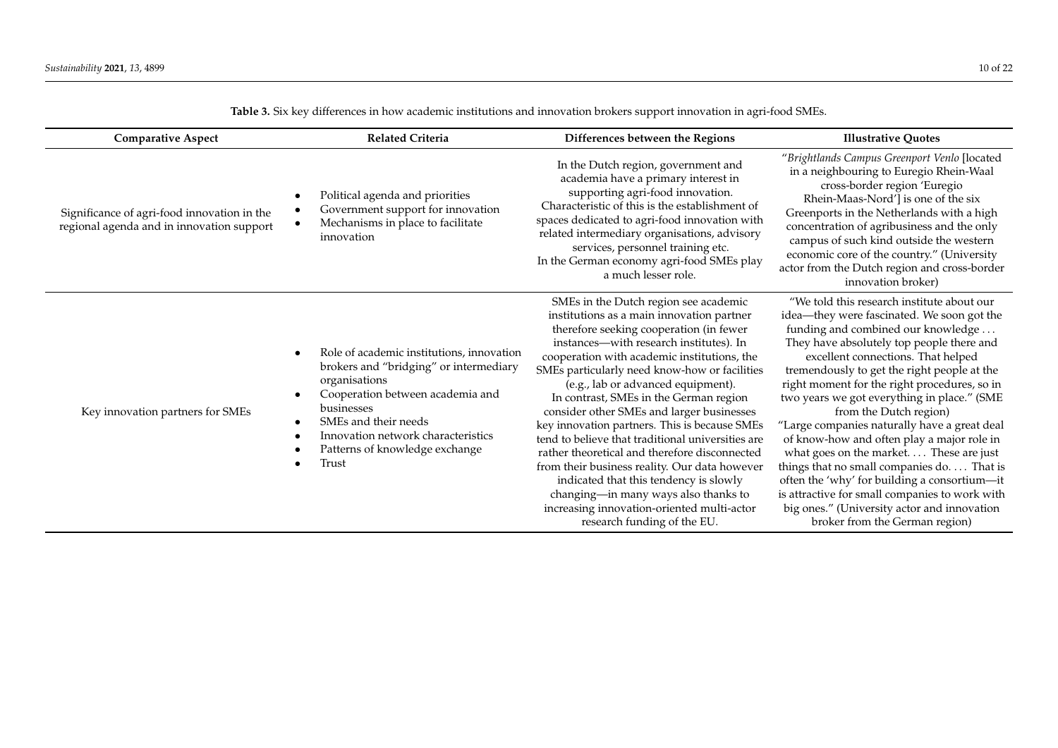**Table 3.** Six key differences in how academic institutions and innovation brokers support innovation in agri-food SMEs.

| Comparative Aspect | Related Criteria | Differences between the Regions | Illustrative Quotes |
| --- | --- | --- | --- |
| Significance of agri-food innovation in the regional agenda and in innovation support | • Political agenda and priorities<br>• Government support for innovation<br>• Mechanisms in place to facilitate innovation | In the Dutch region, government and academia have a primary interest in supporting agri-food innovation. Characteristic of this is the establishment of spaces dedicated to agri-food innovation with related intermediary organisations, advisory services, personnel training etc.<br>In the German economy agri-food SMEs play a much lesser role. | "*Brightlands Campus Greenport Venlo* [located in a neighbouring to Euregio Rhein-Waal cross-border region 'Euregio Rhein-Maas-Nord'] is one of the six Greenports in the Netherlands with a high concentration of agribusiness and the only campus of such kind outside the western economic core of the country." (University actor from the Dutch region and cross-border innovation broker) |
| Key innovation partners for SMEs | • Role of academic institutions, innovation brokers and "bridging" or intermediary organisations<br>• Cooperation between academia and businesses<br>• SMEs and their needs<br>• Innovation network characteristics<br>• Patterns of knowledge exchange<br>• Trust | SMEs in the Dutch region see academic institutions as a main innovation partner therefore seeking cooperation (in fewer instances—with research institutes). In cooperation with academic institutions, the SMEs particularly need know-how or facilities (e.g., lab or advanced equipment).<br>In contrast, SMEs in the German region consider other SMEs and larger businesses key innovation partners. This is because SMEs tend to believe that traditional universities are rather theoretical and therefore disconnected from their business reality. Our data however indicated that this tendency is slowly changing—in many ways also thanks to increasing innovation-oriented multi-actor research funding of the EU. | "We told this research institute about our idea—they were fascinated. We soon got the funding and combined our knowledge … They have absolutely top people there and excellent connections. That helped tremendously to get the right people at the right moment for the right procedures, so in two years we got everything in place." (SME from the Dutch region)<br>"Large companies naturally have a great deal of know-how and often play a major role in what goes on the market. … These are just things that no small companies do. … That is often the 'why' for building a consortium—it is attractive for small companies to work with big ones." (University actor and innovation broker from the German region) |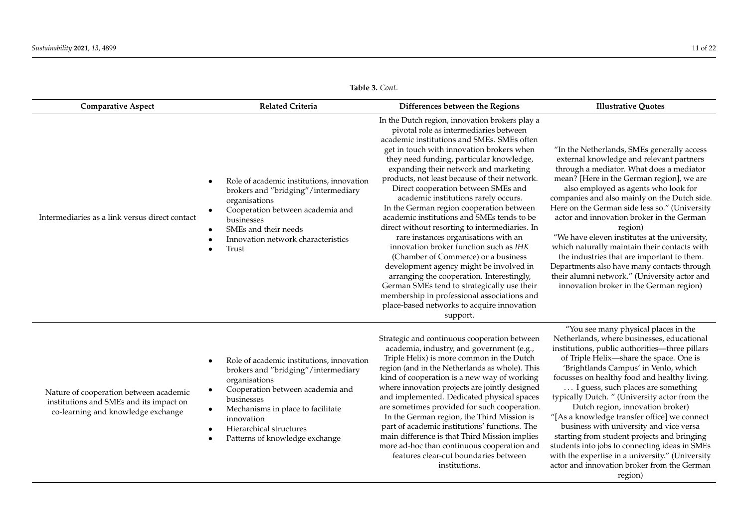**Table 3.** *Cont.*

| Comparative Aspect | Related Criteria | Differences between the Regions | Illustrative Quotes |
| --- | --- | --- | --- |
| Intermediaries as a link versus direct contact | • Role of academic institutions, innovation brokers and "bridging"/intermediary organisations<br>• Cooperation between academia and businesses<br>• SMEs and their needs<br>• Innovation network characteristics<br>• Trust | In the Dutch region, innovation brokers play a pivotal role as intermediaries between academic institutions and SMEs. SMEs often get in touch with innovation brokers when they need funding, particular knowledge, expanding their network and marketing products, not least because of their network. Direct cooperation between SMEs and academic institutions rarely occurs.<br>In the German region cooperation between academic institutions and SMEs tends to be direct without resorting to intermediaries. In rare instances organisations with an innovation broker function such as *IHK* (Chamber of Commerce) or a business development agency might be involved in arranging the cooperation. Interestingly, German SMEs tend to strategically use their membership in professional associations and place-based networks to acquire innovation support. | "In the Netherlands, SMEs generally access external knowledge and relevant partners through a mediator. What does a mediator mean? [Here in the German region], we are also employed as agents who look for companies and also mainly on the Dutch side. Here on the German side less so." (University actor and innovation broker in the German region)<br>"We have eleven institutes at the university, which naturally maintain their contacts with the industries that are important to them. Departments also have many contacts through their alumni network." (University actor and innovation broker in the German region) |
| Nature of cooperation between academic institutions and SMEs and its impact on co-learning and knowledge exchange | • Role of academic institutions, innovation brokers and "bridging"/intermediary organisations<br>• Cooperation between academia and businesses<br>• Mechanisms in place to facilitate innovation<br>• Hierarchical structures<br>• Patterns of knowledge exchange | Strategic and continuous cooperation between academia, industry, and government (e.g., Triple Helix) is more common in the Dutch region (and in the Netherlands as whole). This kind of cooperation is a new way of working where innovation projects are jointly designed and implemented. Dedicated physical spaces are sometimes provided for such cooperation.<br>In the German region, the Third Mission is part of academic institutions' functions. The main difference is that Third Mission implies more ad-hoc than continuous cooperation and features clear-cut boundaries between institutions. | "You see many physical places in the Netherlands, where businesses, educational institutions, public authorities—three pillars of Triple Helix—share the space. One is 'Brightlands Campus' in Venlo, which focusses on healthy food and healthy living. … I guess, such places are something typically Dutch. " (University actor from the Dutch region, innovation broker)<br>"[As a knowledge transfer office] we connect business with university and vice versa starting from student projects and bringing students into jobs to connecting ideas in SMEs with the expertise in a university." (University actor and innovation broker from the German region) |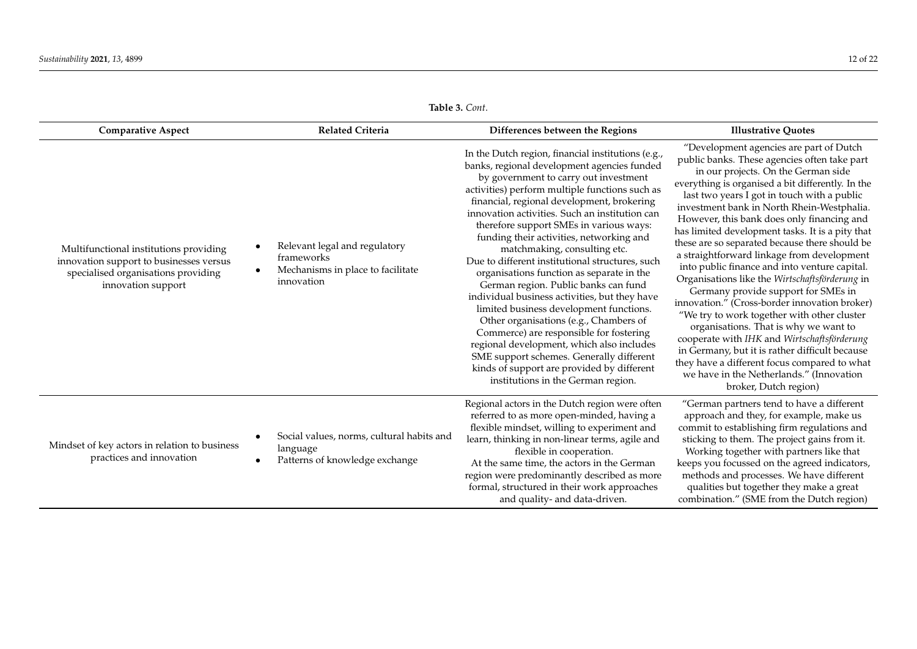**Table 3.** *Cont.*

| Comparative Aspect | Related Criteria | Differences between the Regions | Illustrative Quotes |
|---|---|---|---|
| Multifunctional institutions providing innovation support to businesses versus specialised organisations providing innovation support | • Relevant legal and regulatory frameworks<br>• Mechanisms in place to facilitate innovation | In the Dutch region, financial institutions (e.g., banks, regional development agencies funded by government to carry out investment activities) perform multiple functions such as financial, regional development, brokering innovation activities. Such an institution can therefore support SMEs in various ways: funding their activities, networking and matchmaking, consulting etc.<br>Due to different institutional structures, such organisations function as separate in the German region. Public banks can fund individual business activities, but they have limited business development functions. Other organisations (e.g., Chambers of Commerce) are responsible for fostering regional development, which also includes SME support schemes. Generally different kinds of support are provided by different institutions in the German region. | "Development agencies are part of Dutch public banks. These agencies often take part in our projects. On the German side everything is organised a bit differently. In the last two years I got in touch with a public investment bank in North Rhein-Westphalia. However, this bank does only financing and has limited development tasks. It is a pity that these are so separated because there should be a straightforward linkage from development into public finance and into venture capital. Organisations like the *Wirtschaftsförderung* in Germany provide support for SMEs in innovation." (Cross-border innovation broker)<br>"We try to work together with other cluster organisations. That is why we want to cooperate with *IHK* and *Wirtschaftsförderung* in Germany, but it is rather difficult because they have a different focus compared to what we have in the Netherlands." (Innovation broker, Dutch region) |
| Mindset of key actors in relation to business practices and innovation | • Social values, norms, cultural habits and language<br>• Patterns of knowledge exchange | Regional actors in the Dutch region were often referred to as more open-minded, having a flexible mindset, willing to experiment and learn, thinking in non-linear terms, agile and flexible in cooperation.<br>At the same time, the actors in the German region were predominantly described as more formal, structured in their work approaches and quality- and data-driven. | "German partners tend to have a different approach and they, for example, make us commit to establishing firm regulations and sticking to them. The project gains from it. Working together with partners like that keeps you focussed on the agreed indicators, methods and processes. We have different qualities but together they make a great combination." (SME from the Dutch region) |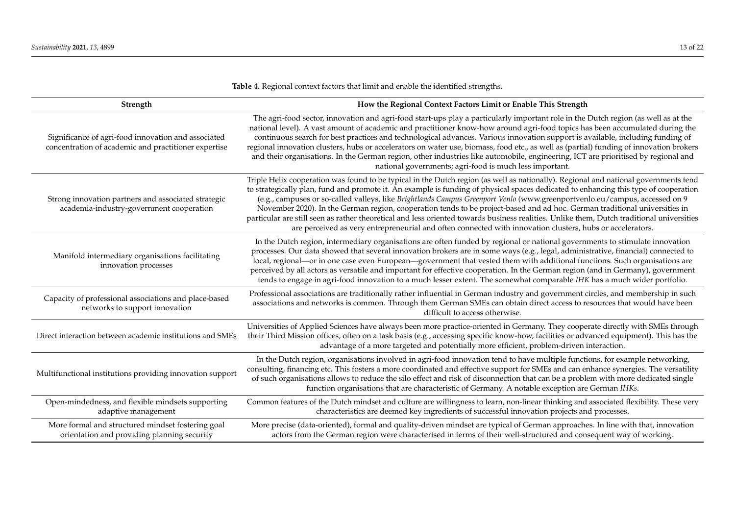**Table 4.** Regional context factors that limit and enable the identified strengths.

| Strength | How the Regional Context Factors Limit or Enable This Strength |
| --- | --- |
| Significance of agri-food innovation and associated concentration of academic and practitioner expertise | The agri-food sector, innovation and agri-food start-ups play a particularly important role in the Dutch region (as well as at the national level). A vast amount of academic and practitioner know-how around agri-food topics has been accumulated during the continuous search for best practices and technological advances. Various innovation support is available, including funding of regional innovation clusters, hubs or accelerators on water use, biomass, food etc., as well as (partial) funding of innovation brokers and their organisations. In the German region, other industries like automobile, engineering, ICT are prioritised by regional and national governments; agri-food is much less important. |
| Strong innovation partners and associated strategic academia-industry-government cooperation | Triple Helix cooperation was found to be typical in the Dutch region (as well as nationally). Regional and national governments tend to strategically plan, fund and promote it. An example is funding of physical spaces dedicated to enhancing this type of cooperation (e.g., campuses or so-called valleys, like *Brightlands Campus Greenport Venlo* (www.greenportvenlo.eu/campus, accessed on 9 November 2020). In the German region, cooperation tends to be project-based and ad hoc. German traditional universities in particular are still seen as rather theoretical and less oriented towards business realities. Unlike them, Dutch traditional universities are perceived as very entrepreneurial and often connected with innovation clusters, hubs or accelerators. |
| Manifold intermediary organisations facilitating innovation processes | In the Dutch region, intermediary organisations are often funded by regional or national governments to stimulate innovation processes. Our data showed that several innovation brokers are in some ways (e.g., legal, administrative, financial) connected to local, regional—or in one case even European—government that vested them with additional functions. Such organisations are perceived by all actors as versatile and important for effective cooperation. In the German region (and in Germany), government tends to engage in agri-food innovation to a much lesser extent. The somewhat comparable *IHK* has a much wider portfolio. |
| Capacity of professional associations and place-based networks to support innovation | Professional associations are traditionally rather influential in German industry and government circles, and membership in such associations and networks is common. Through them German SMEs can obtain direct access to resources that would have been difficult to access otherwise. |
| Direct interaction between academic institutions and SMEs | Universities of Applied Sciences have always been more practice-oriented in Germany. They cooperate directly with SMEs through their Third Mission offices, often on a task basis (e.g., accessing specific know-how, facilities or advanced equipment). This has the advantage of a more targeted and potentially more efficient, problem-driven interaction. |
| Multifunctional institutions providing innovation support | In the Dutch region, organisations involved in agri-food innovation tend to have multiple functions, for example networking, consulting, financing etc. This fosters a more coordinated and effective support for SMEs and can enhance synergies. The versatility of such organisations allows to reduce the silo effect and risk of disconnection that can be a problem with more dedicated single function organisations that are characteristic of Germany. A notable exception are German *IHKs*. |
| Open-mindedness, and flexible mindsets supporting adaptive management | Common features of the Dutch mindset and culture are willingness to learn, non-linear thinking and associated flexibility. These very characteristics are deemed key ingredients of successful innovation projects and processes. |
| More formal and structured mindset fostering goal orientation and providing planning security | More precise (data-oriented), formal and quality-driven mindset are typical of German approaches. In line with that, innovation actors from the German region were characterised in terms of their well-structured and consequent way of working. |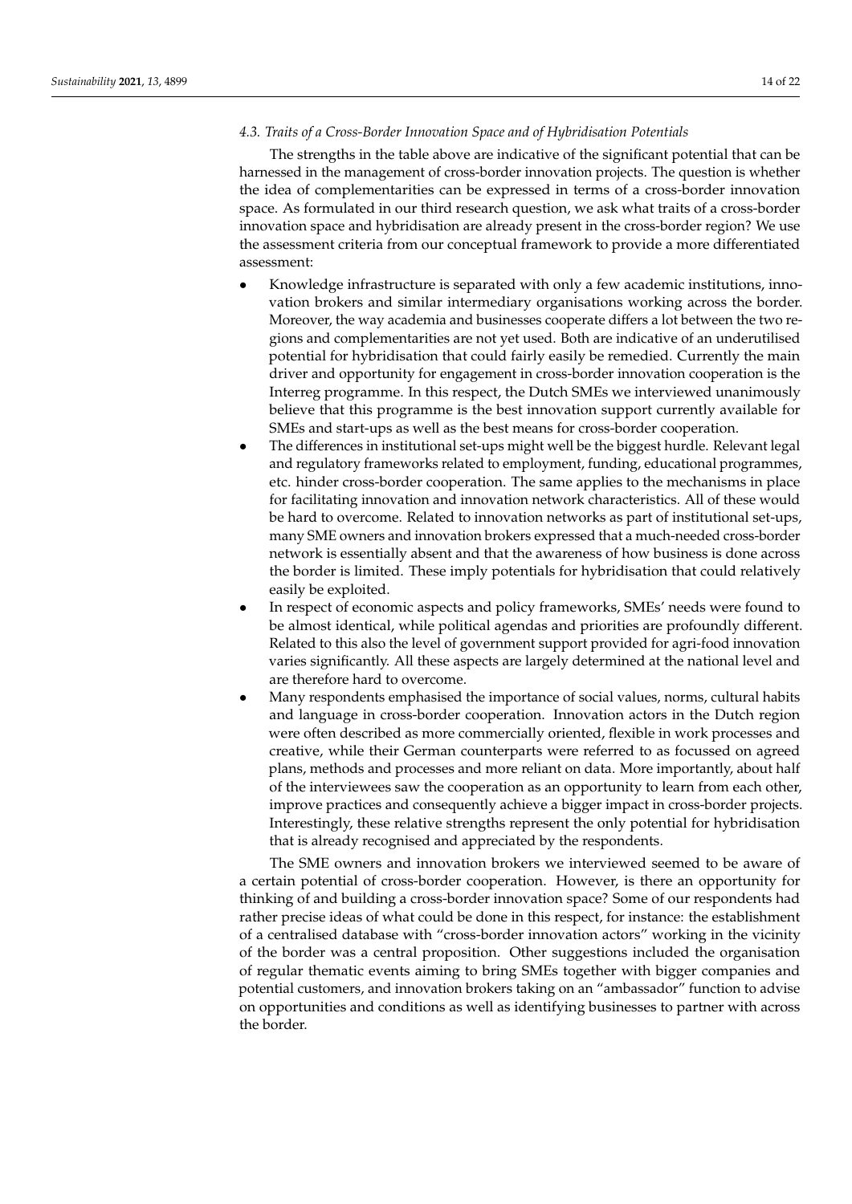### 4.3. Traits of a Cross-Border Innovation Space and of Hybridisation Potentials

The strengths in the table above are indicative of the significant potential that can be harnessed in the management of cross-border innovation projects. The question is whether the idea of complementarities can be expressed in terms of a cross-border innovation space. As formulated in our third research question, we ask what traits of a cross-border innovation space and hybridisation are already present in the cross-border region? We use the assessment criteria from our conceptual framework to provide a more differentiated assessment:

- Knowledge infrastructure is separated with only a few academic institutions, innovation brokers and similar intermediary organisations working across the border. Moreover, the way academia and businesses cooperate differs a lot between the two regions and complementarities are not yet used. Both are indicative of an underutilised potential for hybridisation that could fairly easily be remedied. Currently the main driver and opportunity for engagement in cross-border innovation cooperation is the Interreg programme. In this respect, the Dutch SMEs we interviewed unanimously believe that this programme is the best innovation support currently available for SMEs and start-ups as well as the best means for cross-border cooperation.
- The differences in institutional set-ups might well be the biggest hurdle. Relevant legal and regulatory frameworks related to employment, funding, educational programmes, etc. hinder cross-border cooperation. The same applies to the mechanisms in place for facilitating innovation and innovation network characteristics. All of these would be hard to overcome. Related to innovation networks as part of institutional set-ups, many SME owners and innovation brokers expressed that a much-needed cross-border network is essentially absent and that the awareness of how business is done across the border is limited. These imply potentials for hybridisation that could relatively easily be exploited.
- In respect of economic aspects and policy frameworks, SMEs' needs were found to be almost identical, while political agendas and priorities are profoundly different. Related to this also the level of government support provided for agri-food innovation varies significantly. All these aspects are largely determined at the national level and are therefore hard to overcome.
- Many respondents emphasised the importance of social values, norms, cultural habits and language in cross-border cooperation. Innovation actors in the Dutch region were often described as more commercially oriented, flexible in work processes and creative, while their German counterparts were referred to as focussed on agreed plans, methods and processes and more reliant on data. More importantly, about half of the interviewees saw the cooperation as an opportunity to learn from each other, improve practices and consequently achieve a bigger impact in cross-border projects. Interestingly, these relative strengths represent the only potential for hybridisation that is already recognised and appreciated by the respondents.

The SME owners and innovation brokers we interviewed seemed to be aware of a certain potential of cross-border cooperation. However, is there an opportunity for thinking of and building a cross-border innovation space? Some of our respondents had rather precise ideas of what could be done in this respect, for instance: the establishment of a centralised database with "cross-border innovation actors" working in the vicinity of the border was a central proposition. Other suggestions included the organisation of regular thematic events aiming to bring SMEs together with bigger companies and potential customers, and innovation brokers taking on an "ambassador" function to advise on opportunities and conditions as well as identifying businesses to partner with across the border.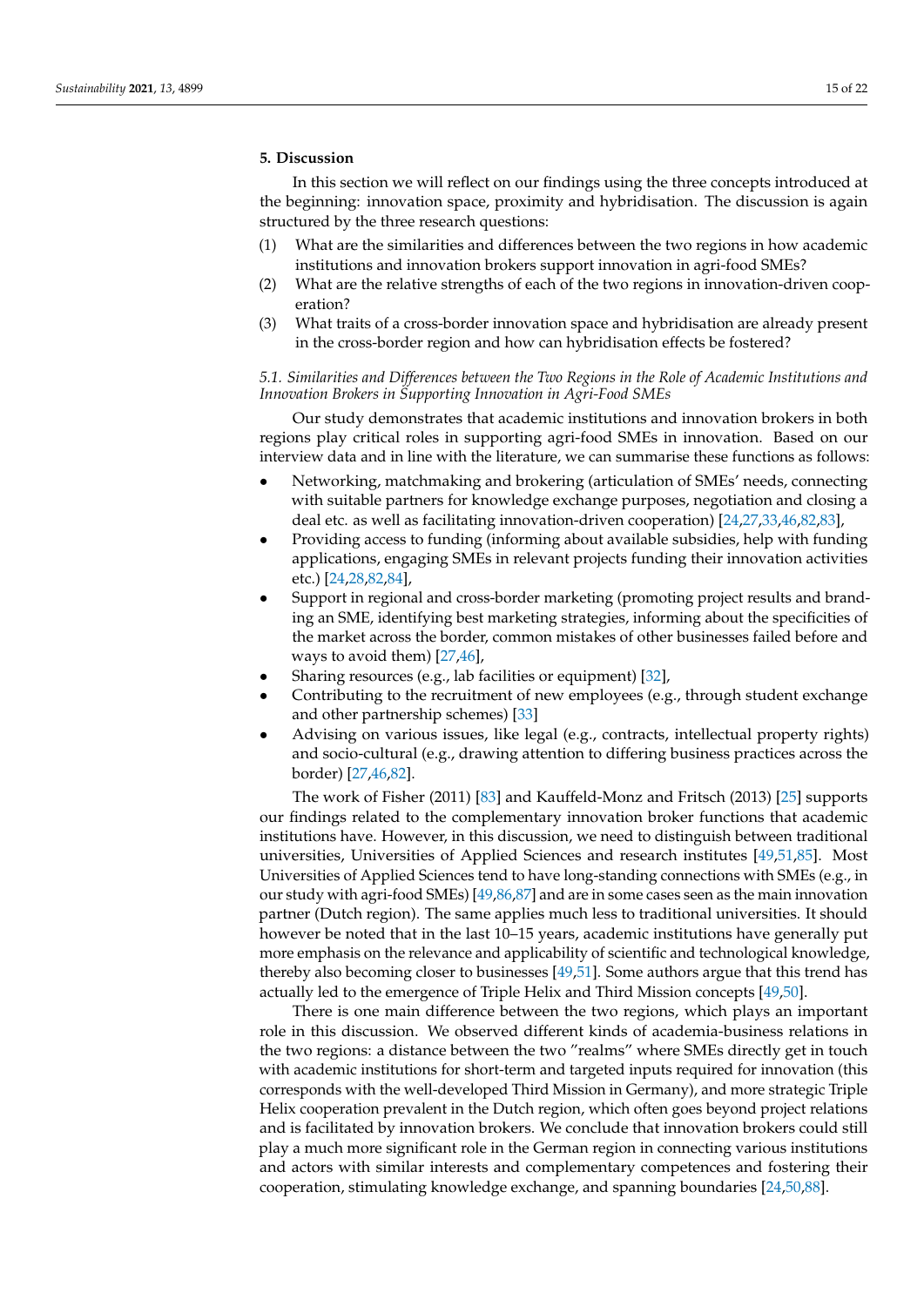## 5. Discussion

In this section we will reflect on our findings using the three concepts introduced at the beginning: innovation space, proximity and hybridisation. The discussion is again structured by the three research questions:

(1) What are the similarities and differences between the two regions in how academic institutions and innovation brokers support innovation in agri-food SMEs?

(2) What are the relative strengths of each of the two regions in innovation-driven cooperation?

(3) What traits of a cross-border innovation space and hybridisation are already present in the cross-border region and how can hybridisation effects be fostered?

### *5.1. Similarities and Differences between the Two Regions in the Role of Academic Institutions and Innovation Brokers in Supporting Innovation in Agri-Food SMEs*

Our study demonstrates that academic institutions and innovation brokers in both regions play critical roles in supporting agri-food SMEs in innovation. Based on our interview data and in line with the literature, we can summarise these functions as follows:

- Networking, matchmaking and brokering (articulation of SMEs' needs, connecting with suitable partners for knowledge exchange purposes, negotiation and closing a deal etc. as well as facilitating innovation-driven cooperation) [24,27,33,46,82,83],
- Providing access to funding (informing about available subsidies, help with funding applications, engaging SMEs in relevant projects funding their innovation activities etc.) [24,28,82,84],
- Support in regional and cross-border marketing (promoting project results and branding an SME, identifying best marketing strategies, informing about the specificities of the market across the border, common mistakes of other businesses failed before and ways to avoid them) [27,46],
- Sharing resources (e.g., lab facilities or equipment) [32],
- Contributing to the recruitment of new employees (e.g., through student exchange and other partnership schemes) [33]
- Advising on various issues, like legal (e.g., contracts, intellectual property rights) and socio-cultural (e.g., drawing attention to differing business practices across the border) [27,46,82].

The work of Fisher (2011) [83] and Kauffeld-Monz and Fritsch (2013) [25] supports our findings related to the complementary innovation broker functions that academic institutions have. However, in this discussion, we need to distinguish between traditional universities, Universities of Applied Sciences and research institutes [49,51,85]. Most Universities of Applied Sciences tend to have long-standing connections with SMEs (e.g., in our study with agri-food SMEs) [49,86,87] and are in some cases seen as the main innovation partner (Dutch region). The same applies much less to traditional universities. It should however be noted that in the last 10–15 years, academic institutions have generally put more emphasis on the relevance and applicability of scientific and technological knowledge, thereby also becoming closer to businesses [49,51]. Some authors argue that this trend has actually led to the emergence of Triple Helix and Third Mission concepts [49,50].

There is one main difference between the two regions, which plays an important role in this discussion. We observed different kinds of academia-business relations in the two regions: a distance between the two "realms" where SMEs directly get in touch with academic institutions for short-term and targeted inputs required for innovation (this corresponds with the well-developed Third Mission in Germany), and more strategic Triple Helix cooperation prevalent in the Dutch region, which often goes beyond project relations and is facilitated by innovation brokers. We conclude that innovation brokers could still play a much more significant role in the German region in connecting various institutions and actors with similar interests and complementary competences and fostering their cooperation, stimulating knowledge exchange, and spanning boundaries [24,50,88].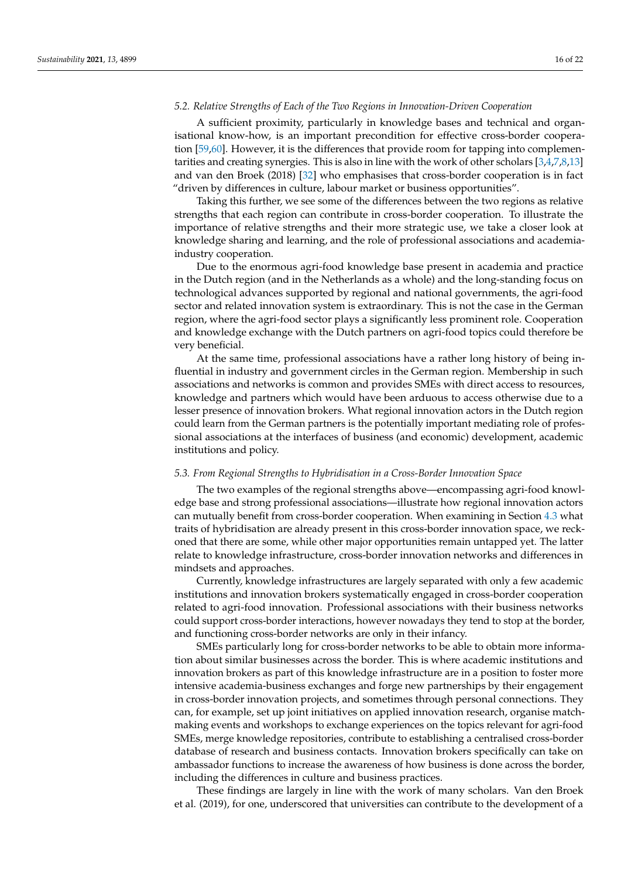### *5.2. Relative Strengths of Each of the Two Regions in Innovation-Driven Cooperation*

A sufficient proximity, particularly in knowledge bases and technical and organisational know-how, is an important precondition for effective cross-border cooperation [59,60]. However, it is the differences that provide room for tapping into complementarities and creating synergies. This is also in line with the work of other scholars [3,4,7,8,13] and van den Broek (2018) [32] who emphasises that cross-border cooperation is in fact "driven by differences in culture, labour market or business opportunities".

Taking this further, we see some of the differences between the two regions as relative strengths that each region can contribute in cross-border cooperation. To illustrate the importance of relative strengths and their more strategic use, we take a closer look at knowledge sharing and learning, and the role of professional associations and academia-industry cooperation.

Due to the enormous agri-food knowledge base present in academia and practice in the Dutch region (and in the Netherlands as a whole) and the long-standing focus on technological advances supported by regional and national governments, the agri-food sector and related innovation system is extraordinary. This is not the case in the German region, where the agri-food sector plays a significantly less prominent role. Cooperation and knowledge exchange with the Dutch partners on agri-food topics could therefore be very beneficial.

At the same time, professional associations have a rather long history of being influential in industry and government circles in the German region. Membership in such associations and networks is common and provides SMEs with direct access to resources, knowledge and partners which would have been arduous to access otherwise due to a lesser presence of innovation brokers. What regional innovation actors in the Dutch region could learn from the German partners is the potentially important mediating role of professional associations at the interfaces of business (and economic) development, academic institutions and policy.

### *5.3. From Regional Strengths to Hybridisation in a Cross-Border Innovation Space*

The two examples of the regional strengths above—encompassing agri-food knowledge base and strong professional associations—illustrate how regional innovation actors can mutually benefit from cross-border cooperation. When examining in Section 4.3 what traits of hybridisation are already present in this cross-border innovation space, we reckoned that there are some, while other major opportunities remain untapped yet. The latter relate to knowledge infrastructure, cross-border innovation networks and differences in mindsets and approaches.

Currently, knowledge infrastructures are largely separated with only a few academic institutions and innovation brokers systematically engaged in cross-border cooperation related to agri-food innovation. Professional associations with their business networks could support cross-border interactions, however nowadays they tend to stop at the border, and functioning cross-border networks are only in their infancy.

SMEs particularly long for cross-border networks to be able to obtain more information about similar businesses across the border. This is where academic institutions and innovation brokers as part of this knowledge infrastructure are in a position to foster more intensive academia-business exchanges and forge new partnerships by their engagement in cross-border innovation projects, and sometimes through personal connections. They can, for example, set up joint initiatives on applied innovation research, organise matchmaking events and workshops to exchange experiences on the topics relevant for agri-food SMEs, merge knowledge repositories, contribute to establishing a centralised cross-border database of research and business contacts. Innovation brokers specifically can take on ambassador functions to increase the awareness of how business is done across the border, including the differences in culture and business practices.

These findings are largely in line with the work of many scholars. Van den Broek et al. (2019), for one, underscored that universities can contribute to the development of a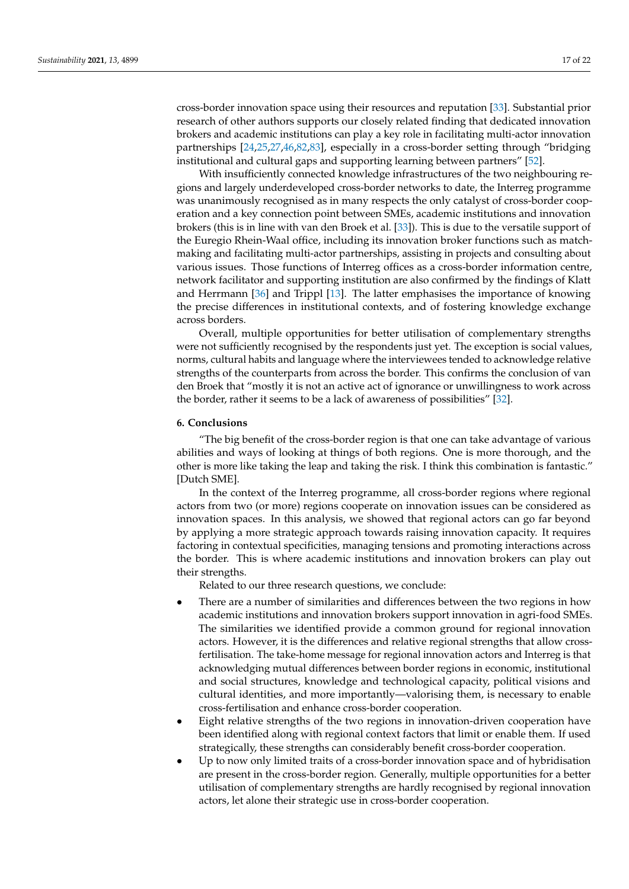cross-border innovation space using their resources and reputation [33]. Substantial prior research of other authors supports our closely related finding that dedicated innovation brokers and academic institutions can play a key role in facilitating multi-actor innovation partnerships [24,25,27,46,82,83], especially in a cross-border setting through "bridging institutional and cultural gaps and supporting learning between partners" [52].

With insufficiently connected knowledge infrastructures of the two neighbouring regions and largely underdeveloped cross-border networks to date, the Interreg programme was unanimously recognised as in many respects the only catalyst of cross-border cooperation and a key connection point between SMEs, academic institutions and innovation brokers (this is in line with van den Broek et al. [33]). This is due to the versatile support of the Euregio Rhein-Waal office, including its innovation broker functions such as matchmaking and facilitating multi-actor partnerships, assisting in projects and consulting about various issues. Those functions of Interreg offices as a cross-border information centre, network facilitator and supporting institution are also confirmed by the findings of Klatt and Herrmann [36] and Trippl [13]. The latter emphasises the importance of knowing the precise differences in institutional contexts, and of fostering knowledge exchange across borders.

Overall, multiple opportunities for better utilisation of complementary strengths were not sufficiently recognised by the respondents just yet. The exception is social values, norms, cultural habits and language where the interviewees tended to acknowledge relative strengths of the counterparts from across the border. This confirms the conclusion of van den Broek that "mostly it is not an active act of ignorance or unwillingness to work across the border, rather it seems to be a lack of awareness of possibilities" [32].

## 6. Conclusions

"The big benefit of the cross-border region is that one can take advantage of various abilities and ways of looking at things of both regions. One is more thorough, and the other is more like taking the leap and taking the risk. I think this combination is fantastic." [Dutch SME].

In the context of the Interreg programme, all cross-border regions where regional actors from two (or more) regions cooperate on innovation issues can be considered as innovation spaces. In this analysis, we showed that regional actors can go far beyond by applying a more strategic approach towards raising innovation capacity. It requires factoring in contextual specificities, managing tensions and promoting interactions across the border. This is where academic institutions and innovation brokers can play out their strengths.

Related to our three research questions, we conclude:

- There are a number of similarities and differences between the two regions in how academic institutions and innovation brokers support innovation in agri-food SMEs. The similarities we identified provide a common ground for regional innovation actors. However, it is the differences and relative regional strengths that allow cross-fertilisation. The take-home message for regional innovation actors and Interreg is that acknowledging mutual differences between border regions in economic, institutional and social structures, knowledge and technological capacity, political visions and cultural identities, and more importantly—valorising them, is necessary to enable cross-fertilisation and enhance cross-border cooperation.
- Eight relative strengths of the two regions in innovation-driven cooperation have been identified along with regional context factors that limit or enable them. If used strategically, these strengths can considerably benefit cross-border cooperation.
- Up to now only limited traits of a cross-border innovation space and of hybridisation are present in the cross-border region. Generally, multiple opportunities for a better utilisation of complementary strengths are hardly recognised by regional innovation actors, let alone their strategic use in cross-border cooperation.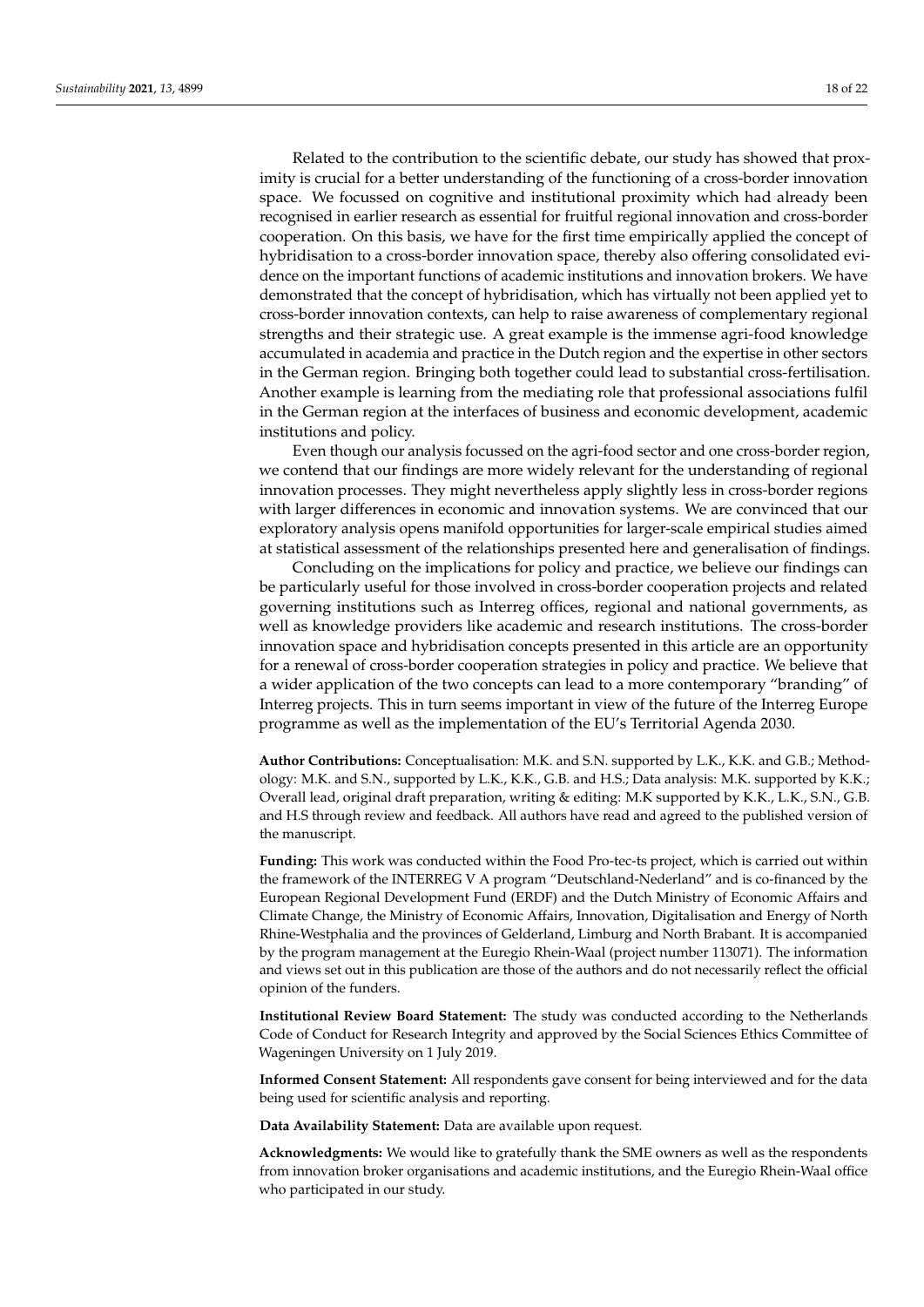Related to the contribution to the scientific debate, our study has showed that proximity is crucial for a better understanding of the functioning of a cross-border innovation space. We focussed on cognitive and institutional proximity which had already been recognised in earlier research as essential for fruitful regional innovation and cross-border cooperation. On this basis, we have for the first time empirically applied the concept of hybridisation to a cross-border innovation space, thereby also offering consolidated evidence on the important functions of academic institutions and innovation brokers. We have demonstrated that the concept of hybridisation, which has virtually not been applied yet to cross-border innovation contexts, can help to raise awareness of complementary regional strengths and their strategic use. A great example is the immense agri-food knowledge accumulated in academia and practice in the Dutch region and the expertise in other sectors in the German region. Bringing both together could lead to substantial cross-fertilisation. Another example is learning from the mediating role that professional associations fulfil in the German region at the interfaces of business and economic development, academic institutions and policy.

Even though our analysis focussed on the agri-food sector and one cross-border region, we contend that our findings are more widely relevant for the understanding of regional innovation processes. They might nevertheless apply slightly less in cross-border regions with larger differences in economic and innovation systems. We are convinced that our exploratory analysis opens manifold opportunities for larger-scale empirical studies aimed at statistical assessment of the relationships presented here and generalisation of findings.

Concluding on the implications for policy and practice, we believe our findings can be particularly useful for those involved in cross-border cooperation projects and related governing institutions such as Interreg offices, regional and national governments, as well as knowledge providers like academic and research institutions. The cross-border innovation space and hybridisation concepts presented in this article are an opportunity for a renewal of cross-border cooperation strategies in policy and practice. We believe that a wider application of the two concepts can lead to a more contemporary "branding" of Interreg projects. This in turn seems important in view of the future of the Interreg Europe programme as well as the implementation of the EU's Territorial Agenda 2030.

**Author Contributions:** Conceptualisation: M.K. and S.N. supported by L.K., K.K. and G.B.; Methodology: M.K. and S.N., supported by L.K., K.K., G.B. and H.S.; Data analysis: M.K. supported by K.K.; Overall lead, original draft preparation, writing & editing: M.K supported by K.K., L.K., S.N., G.B. and H.S through review and feedback. All authors have read and agreed to the published version of the manuscript.

**Funding:** This work was conducted within the Food Pro-tec-ts project, which is carried out within the framework of the INTERREG V A program "Deutschland-Nederland" and is co-financed by the European Regional Development Fund (ERDF) and the Dutch Ministry of Economic Affairs and Climate Change, the Ministry of Economic Affairs, Innovation, Digitalisation and Energy of North Rhine-Westphalia and the provinces of Gelderland, Limburg and North Brabant. It is accompanied by the program management at the Euregio Rhein-Waal (project number 113071). The information and views set out in this publication are those of the authors and do not necessarily reflect the official opinion of the funders.

**Institutional Review Board Statement:** The study was conducted according to the Netherlands Code of Conduct for Research Integrity and approved by the Social Sciences Ethics Committee of Wageningen University on 1 July 2019.

**Informed Consent Statement:** All respondents gave consent for being interviewed and for the data being used for scientific analysis and reporting.

**Data Availability Statement:** Data are available upon request.

**Acknowledgments:** We would like to gratefully thank the SME owners as well as the respondents from innovation broker organisations and academic institutions, and the Euregio Rhein-Waal office who participated in our study.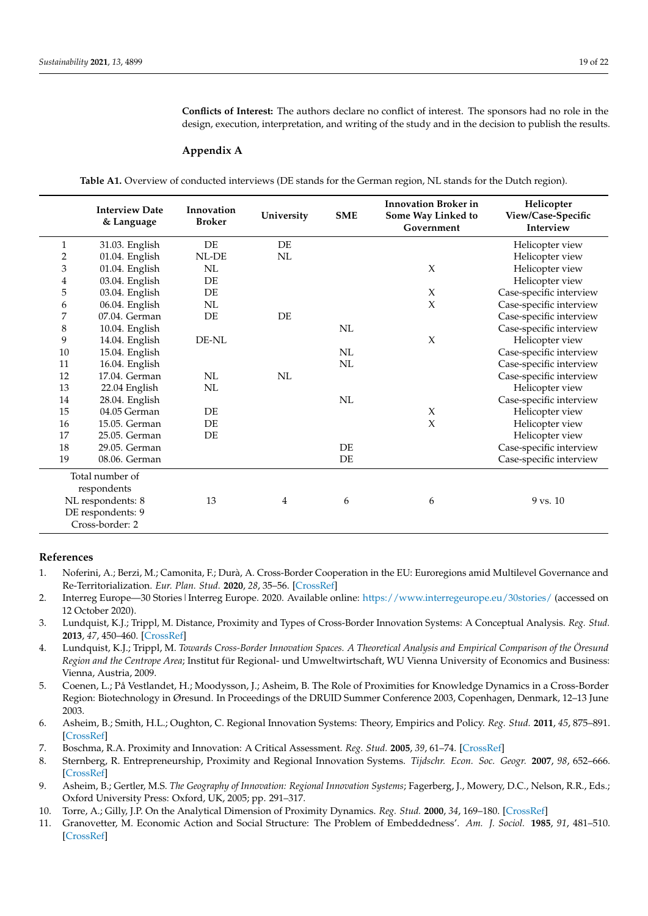**Conflicts of Interest:** The authors declare no conflict of interest. The sponsors had no role in the design, execution, interpretation, and writing of the study and in the decision to publish the results.

## Appendix A

**Table A1.** Overview of conducted interviews (DE stands for the German region, NL stands for the Dutch region).

| | Interview Date & Language | Innovation Broker | University | SME | Innovation Broker in Some Way Linked to Government | Helicopter View/Case-Specific Interview |
|---|---|---|---|---|---|---|
| 1 | 31.03. English | DE | DE | | | Helicopter view |
| 2 | 01.04. English | NL-DE | NL | | | Helicopter view |
| 3 | 01.04. English | NL | | | X | Helicopter view |
| 4 | 03.04. English | DE | | | | Helicopter view |
| 5 | 03.04. English | DE | | | X | Case-specific interview |
| 6 | 06.04. English | NL | | | X | Case-specific interview |
| 7 | 07.04. German | DE | DE | | | Case-specific interview |
| 8 | 10.04. English | | | NL | | Case-specific interview |
| 9 | 14.04. English | DE-NL | | | X | Helicopter view |
| 10 | 15.04. English | | | NL | | Case-specific interview |
| 11 | 16.04. English | | | NL | | Case-specific interview |
| 12 | 17.04. German | NL | NL | | | Case-specific interview |
| 13 | 22.04 English | NL | | | | Helicopter view |
| 14 | 28.04. English | | | NL | | Case-specific interview |
| 15 | 04.05 German | DE | | | X | Helicopter view |
| 16 | 15.05. German | DE | | | X | Helicopter view |
| 17 | 25.05. German | DE | | | | Helicopter view |
| 18 | 29.05. German | | | DE | | Case-specific interview |
| 19 | 08.06. German | | | DE | | Case-specific interview |
| | Total number of respondents NL respondents: 8 DE respondents: 9 Cross-border: 2 | 13 | 4 | 6 | 6 | 9 vs. 10 |

## References

1. Noferini, A.; Berzi, M.; Camonita, F.; Durà, A. Cross-Border Cooperation in the EU: Euroregions amid Multilevel Governance and Re-Territorialization. *Eur. Plan. Stud.* **2020**, *28*, 35–56. [CrossRef]
2. Interreg Europe—30 Stories | Interreg Europe. 2020. Available online: https://www.interregeurope.eu/30stories/ (accessed on 12 October 2020).
3. Lundquist, K.J.; Trippl, M. Distance, Proximity and Types of Cross-Border Innovation Systems: A Conceptual Analysis. *Reg. Stud.* **2013**, *47*, 450–460. [CrossRef]
4. Lundquist, K.J.; Trippl, M. *Towards Cross-Border Innovation Spaces. A Theoretical Analysis and Empirical Comparison of the Öresund Region and the Centrope Area*; Institut für Regional- und Umweltwirtschaft, WU Vienna University of Economics and Business: Vienna, Austria, 2009.
5. Coenen, L.; På Vestlandet, H.; Moodysson, J.; Asheim, B. The Role of Proximities for Knowledge Dynamics in a Cross-Border Region: Biotechnology in Øresund. In Proceedings of the DRUID Summer Conference 2003, Copenhagen, Denmark, 12–13 June 2003.
6. Asheim, B.; Smith, H.L.; Oughton, C. Regional Innovation Systems: Theory, Empirics and Policy. *Reg. Stud.* **2011**, *45*, 875–891. [CrossRef]
7. Boschma, R.A. Proximity and Innovation: A Critical Assessment. *Reg. Stud.* **2005**, *39*, 61–74. [CrossRef]
8. Sternberg, R. Entrepreneurship, Proximity and Regional Innovation Systems. *Tijdschr. Econ. Soc. Geogr.* **2007**, *98*, 652–666. [CrossRef]
9. Asheim, B.; Gertler, M.S. *The Geography of Innovation: Regional Innovation Systems*; Fagerberg, J., Mowery, D.C., Nelson, R.R., Eds.; Oxford University Press: Oxford, UK, 2005; pp. 291–317.
10. Torre, A.; Gilly, J.P. On the Analytical Dimension of Proximity Dynamics. *Reg. Stud.* **2000**, *34*, 169–180. [CrossRef]
11. Granovetter, M. Economic Action and Social Structure: The Problem of Embeddedness'. *Am. J. Sociol.* **1985**, *91*, 481–510. [CrossRef]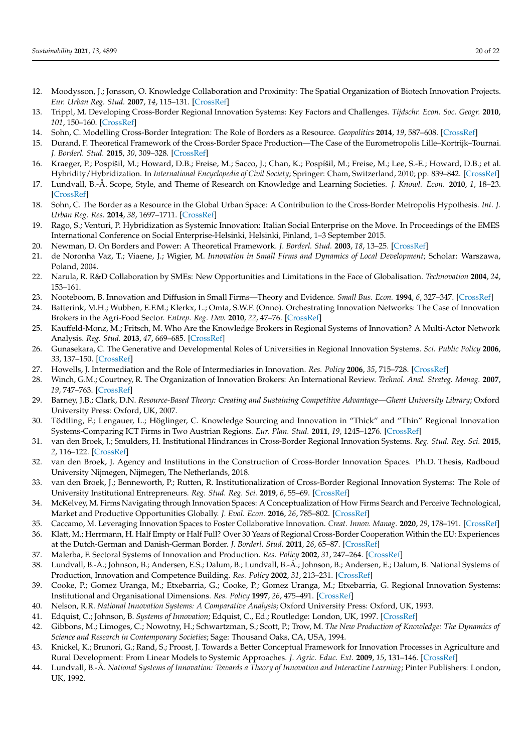12. Moodysson, J.; Jonsson, O. Knowledge Collaboration and Proximity: The Spatial Organization of Biotech Innovation Projects. *Eur. Urban Reg. Stud.* **2007**, *14*, 115–131. [CrossRef]
13. Trippl, M. Developing Cross-Border Regional Innovation Systems: Key Factors and Challenges. *Tijdschr. Econ. Soc. Geogr.* **2010**, *101*, 150–160. [CrossRef]
14. Sohn, C. Modelling Cross-Border Integration: The Role of Borders as a Resource. *Geopolitics* **2014**, *19*, 587–608. [CrossRef]
15. Durand, F. Theoretical Framework of the Cross-Border Space Production—The Case of the Eurometropolis Lille–Kortrijk–Tournai. *J. Borderl. Stud.* **2015**, *30*, 309–328. [CrossRef]
16. Kraeger, P.; Pospíšil, M.; Howard, D.B.; Freise, M.; Sacco, J.; Chan, K.; Pospíšil, M.; Freise, M.; Lee, S.-E.; Howard, D.B.; et al. Hybridity/Hybridization. In *International Encyclopedia of Civil Society*; Springer: Cham, Switzerland, 2010; pp. 839–842. [CrossRef]
17. Lundvall, B.-Å. Scope, Style, and Theme of Research on Knowledge and Learning Societies. *J. Knowl. Econ.* **2010**, *1*, 18–23. [CrossRef]
18. Sohn, C. The Border as a Resource in the Global Urban Space: A Contribution to the Cross-Border Metropolis Hypothesis. *Int. J. Urban Reg. Res.* **2014**, *38*, 1697–1711. [CrossRef]
19. Rago, S.; Venturi, P. Hybridization as Systemic Innovation: Italian Social Enterprise on the Move. In Proceedings of the EMES International Conference on Social Enterprise-Helsinki, Helsinki, Finland, 1–3 September 2015.
20. Newman, D. On Borders and Power: A Theoretical Framework. *J. Borderl. Stud.* **2003**, *18*, 13–25. [CrossRef]
21. de Noronha Vaz, T.; Viaene, J.; Wigier, M. *Innovation in Small Firms and Dynamics of Local Development*; Scholar: Warszawa, Poland, 2004.
22. Narula, R. R&D Collaboration by SMEs: New Opportunities and Limitations in the Face of Globalisation. *Technovation* **2004**, *24*, 153–161.
23. Nooteboom, B. Innovation and Diffusion in Small Firms—Theory and Evidence. *Small Bus. Econ.* **1994**, *6*, 327–347. [CrossRef]
24. Batterink, M.H.; Wubben, E.F.M.; Klerkx, L.; Omta, S.W.F. (Onno). Orchestrating Innovation Networks: The Case of Innovation Brokers in the Agri-Food Sector. *Entrep. Reg. Dev.* **2010**, *22*, 47–76. [CrossRef]
25. Kauffeld-Monz, M.; Fritsch, M. Who Are the Knowledge Brokers in Regional Systems of Innovation? A Multi-Actor Network Analysis. *Reg. Stud.* **2013**, *47*, 669–685. [CrossRef]
26. Gunasekara, C. The Generative and Developmental Roles of Universities in Regional Innovation Systems. *Sci. Public Policy* **2006**, *33*, 137–150. [CrossRef]
27. Howells, J. Intermediation and the Role of Intermediaries in Innovation. *Res. Policy* **2006**, *35*, 715–728. [CrossRef]
28. Winch, G.M.; Courtney, R. The Organization of Innovation Brokers: An International Review. *Technol. Anal. Strateg. Manag.* **2007**, *19*, 747–763. [CrossRef]
29. Barney, J.B.; Clark, D.N. *Resource-Based Theory: Creating and Sustaining Competitive Advantage—Ghent University Library*; Oxford University Press: Oxford, UK, 2007.
30. Tödtling, F.; Lengauer, L.; Höglinger, C. Knowledge Sourcing and Innovation in "Thick" and "Thin" Regional Innovation Systems-Comparing ICT Firms in Two Austrian Regions. *Eur. Plan. Stud.* **2011**, *19*, 1245–1276. [CrossRef]
31. van den Broek, J.; Smulders, H. Institutional Hindrances in Cross-Border Regional Innovation Systems. *Reg. Stud. Reg. Sci.* **2015**, *2*, 116–122. [CrossRef]
32. van den Broek, J. Agency and Institutions in the Construction of Cross-Border Innovation Spaces. Ph.D. Thesis, Radboud University Nijmegen, Nijmegen, The Netherlands, 2018.
33. van den Broek, J.; Benneworth, P.; Rutten, R. Institutionalization of Cross-Border Regional Innovation Systems: The Role of University Institutional Entrepreneurs. *Reg. Stud. Reg. Sci.* **2019**, *6*, 55–69. [CrossRef]
34. McKelvey, M. Firms Navigating through Innovation Spaces: A Conceptualization of How Firms Search and Perceive Technological, Market and Productive Opportunities Globally. *J. Evol. Econ.* **2016**, *26*, 785–802. [CrossRef]
35. Caccamo, M. Leveraging Innovation Spaces to Foster Collaborative Innovation. *Creat. Innov. Manag.* **2020**, *29*, 178–191. [CrossRef]
36. Klatt, M.; Herrmann, H. Half Empty or Half Full? Over 30 Years of Regional Cross-Border Cooperation Within the EU: Experiences at the Dutch-German and Danish-German Border. *J. Borderl. Stud.* **2011**, *26*, 65–87. [CrossRef]
37. Malerba, F. Sectoral Systems of Innovation and Production. *Res. Policy* **2002**, *31*, 247–264. [CrossRef]
38. Lundvall, B.-Å.; Johnson, B.; Andersen, E.S.; Dalum, B.; Lundvall, B.-Å.; Johnson, B.; Andersen, E.; Dalum, B. National Systems of Production, Innovation and Competence Building. *Res. Policy* **2002**, *31*, 213–231. [CrossRef]
39. Cooke, P.; Gomez Uranga, M.; Etxebarria, G.; Cooke, P.; Gomez Uranga, M.; Etxebarria, G. Regional Innovation Systems: Institutional and Organisational Dimensions. *Res. Policy* **1997**, *26*, 475–491. [CrossRef]
40. Nelson, R.R. *National Innovation Systems: A Comparative Analysis*; Oxford University Press: Oxford, UK, 1993.
41. Edquist, C.; Johnson, B. *Systems of Innovation*; Edquist, C., Ed.; Routledge: London, UK, 1997. [CrossRef]
42. Gibbons, M.; Limoges, C.; Nowotny, H.; Schwartzman, S.; Scott, P.; Trow, M. *The New Production of Knowledge: The Dynamics of Science and Research in Contemporary Societies*; Sage: Thousand Oaks, CA, USA, 1994.
43. Knickel, K.; Brunori, G.; Rand, S.; Proost, J. Towards a Better Conceptual Framework for Innovation Processes in Agriculture and Rural Development: From Linear Models to Systemic Approaches. *J. Agric. Educ. Ext.* **2009**, *15*, 131–146. [CrossRef]
44. Lundvall, B.-Å. *National Systems of Innovation: Towards a Theory of Innovation and Interactive Learning*; Pinter Publishers: London, UK, 1992.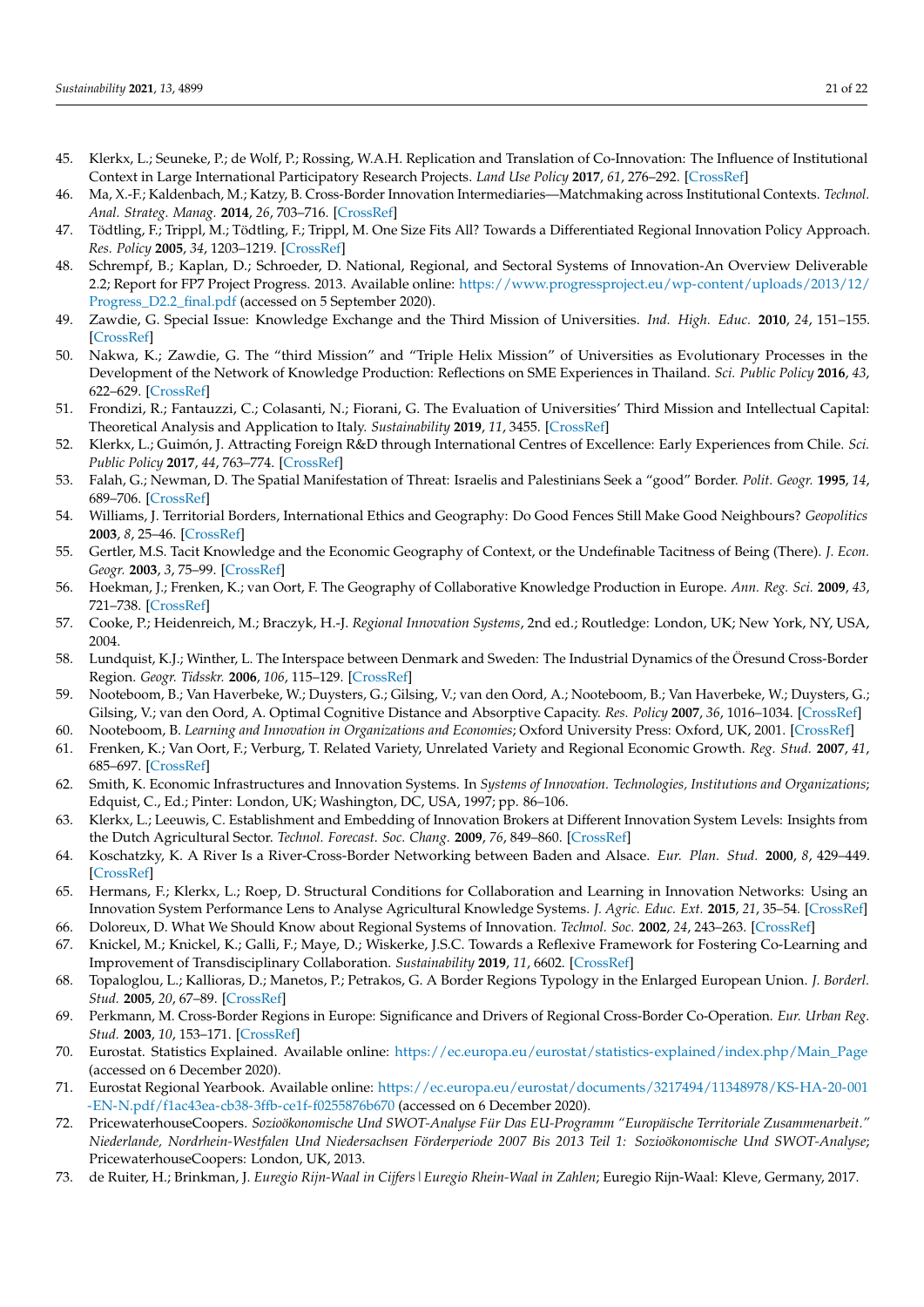45. Klerkx, L.; Seuneke, P.; de Wolf, P.; Rossing, W.A.H. Replication and Translation of Co-Innovation: The Influence of Institutional Context in Large International Participatory Research Projects. *Land Use Policy* **2017**, *61*, 276–292. [CrossRef]
46. Ma, X.-F.; Kaldenbach, M.; Katzy, B. Cross-Border Innovation Intermediaries—Matchmaking across Institutional Contexts. *Technol. Anal. Strateg. Manag.* **2014**, *26*, 703–716. [CrossRef]
47. Tödtling, F.; Trippl, M.; Tödtling, F.; Trippl, M. One Size Fits All? Towards a Differentiated Regional Innovation Policy Approach. *Res. Policy* **2005**, *34*, 1203–1219. [CrossRef]
48. Schrempf, B.; Kaplan, D.; Schroeder, D. National, Regional, and Sectoral Systems of Innovation-An Overview Deliverable 2.2; Report for FP7 Project Progress. 2013. Available online: https://www.progressproject.eu/wp-content/uploads/2013/12/Progress_D2.2_final.pdf (accessed on 5 September 2020).
49. Zawdie, G. Special Issue: Knowledge Exchange and the Third Mission of Universities. *Ind. High. Educ.* **2010**, *24*, 151–155. [CrossRef]
50. Nakwa, K.; Zawdie, G. The "third Mission" and "Triple Helix Mission" of Universities as Evolutionary Processes in the Development of the Network of Knowledge Production: Reflections on SME Experiences in Thailand. *Sci. Public Policy* **2016**, *43*, 622–629. [CrossRef]
51. Frondizi, R.; Fantauzzi, C.; Colasanti, N.; Fiorani, G. The Evaluation of Universities' Third Mission and Intellectual Capital: Theoretical Analysis and Application to Italy. *Sustainability* **2019**, *11*, 3455. [CrossRef]
52. Klerkx, L.; Guimón, J. Attracting Foreign R&D through International Centres of Excellence: Early Experiences from Chile. *Sci. Public Policy* **2017**, *44*, 763–774. [CrossRef]
53. Falah, G.; Newman, D. The Spatial Manifestation of Threat: Israelis and Palestinians Seek a "good" Border. *Polit. Geogr.* **1995**, *14*, 689–706. [CrossRef]
54. Williams, J. Territorial Borders, International Ethics and Geography: Do Good Fences Still Make Good Neighbours? *Geopolitics* **2003**, *8*, 25–46. [CrossRef]
55. Gertler, M.S. Tacit Knowledge and the Economic Geography of Context, or the Undefinable Tacitness of Being (There). *J. Econ. Geogr.* **2003**, *3*, 75–99. [CrossRef]
56. Hoekman, J.; Frenken, K.; van Oort, F. The Geography of Collaborative Knowledge Production in Europe. *Ann. Reg. Sci.* **2009**, *43*, 721–738. [CrossRef]
57. Cooke, P.; Heidenreich, M.; Braczyk, H.-J. *Regional Innovation Systems*, 2nd ed.; Routledge: London, UK; New York, NY, USA, 2004.
58. Lundquist, K.J.; Winther, L. The Interspace between Denmark and Sweden: The Industrial Dynamics of the Öresund Cross-Border Region. *Geogr. Tidsskr.* **2006**, *106*, 115–129. [CrossRef]
59. Nooteboom, B.; Van Haverbeke, W.; Duysters, G.; Gilsing, V.; van den Oord, A.; Nooteboom, B.; Van Haverbeke, W.; Duysters, G.; Gilsing, V.; van den Oord, A. Optimal Cognitive Distance and Absorptive Capacity. *Res. Policy* **2007**, *36*, 1016–1034. [CrossRef]
60. Nooteboom, B. *Learning and Innovation in Organizations and Economies*; Oxford University Press: Oxford, UK, 2001. [CrossRef]
61. Frenken, K.; Van Oort, F.; Verburg, T. Related Variety, Unrelated Variety and Regional Economic Growth. *Reg. Stud.* **2007**, *41*, 685–697. [CrossRef]
62. Smith, K. Economic Infrastructures and Innovation Systems. In *Systems of Innovation. Technologies, Institutions and Organizations*; Edquist, C., Ed.; Pinter: London, UK; Washington, DC, USA, 1997; pp. 86–106.
63. Klerkx, L.; Leeuwis, C. Establishment and Embedding of Innovation Brokers at Different Innovation System Levels: Insights from the Dutch Agricultural Sector. *Technol. Forecast. Soc. Chang.* **2009**, *76*, 849–860. [CrossRef]
64. Koschatzky, K. A River Is a River-Cross-Border Networking between Baden and Alsace. *Eur. Plan. Stud.* **2000**, *8*, 429–449. [CrossRef]
65. Hermans, F.; Klerkx, L.; Roep, D. Structural Conditions for Collaboration and Learning in Innovation Networks: Using an Innovation System Performance Lens to Analyse Agricultural Knowledge Systems. *J. Agric. Educ. Ext.* **2015**, *21*, 35–54. [CrossRef]
66. Doloreux, D. What We Should Know about Regional Systems of Innovation. *Technol. Soc.* **2002**, *24*, 243–263. [CrossRef]
67. Knickel, M.; Knickel, K.; Galli, F.; Maye, D.; Wiskerke, J.S.C. Towards a Reflexive Framework for Fostering Co-Learning and Improvement of Transdisciplinary Collaboration. *Sustainability* **2019**, *11*, 6602. [CrossRef]
68. Topaloglou, L.; Kallioras, D.; Manetos, P.; Petrakos, G. A Border Regions Typology in the Enlarged European Union. *J. Borderl. Stud.* **2005**, *20*, 67–89. [CrossRef]
69. Perkmann, M. Cross-Border Regions in Europe: Significance and Drivers of Regional Cross-Border Co-Operation. *Eur. Urban Reg. Stud.* **2003**, *10*, 153–171. [CrossRef]
70. Eurostat. Statistics Explained. Available online: https://ec.europa.eu/eurostat/statistics-explained/index.php/Main_Page (accessed on 6 December 2020).
71. Eurostat Regional Yearbook. Available online: https://ec.europa.eu/eurostat/documents/3217494/11348978/KS-HA-20-001-EN-N.pdf/f1ac43ea-cb38-3ffb-ce1f-f0255876b670 (accessed on 6 December 2020).
72. PricewaterhouseCoopers. *Sozioökonomische Und SWOT-Analyse Für Das EU-Programm "Europäische Territoriale Zusammenarbeit." Niederlande, Nordrhein-Westfalen Und Niedersachsen Förderperiode 2007 Bis 2013 Teil 1: Sozioökonomische Und SWOT-Analyse*; PricewaterhouseCoopers: London, UK, 2013.
73. de Ruiter, H.; Brinkman, J. *Euregio Rijn-Waal in Cijfers | Euregio Rhein-Waal in Zahlen*; Euregio Rijn-Waal: Kleve, Germany, 2017.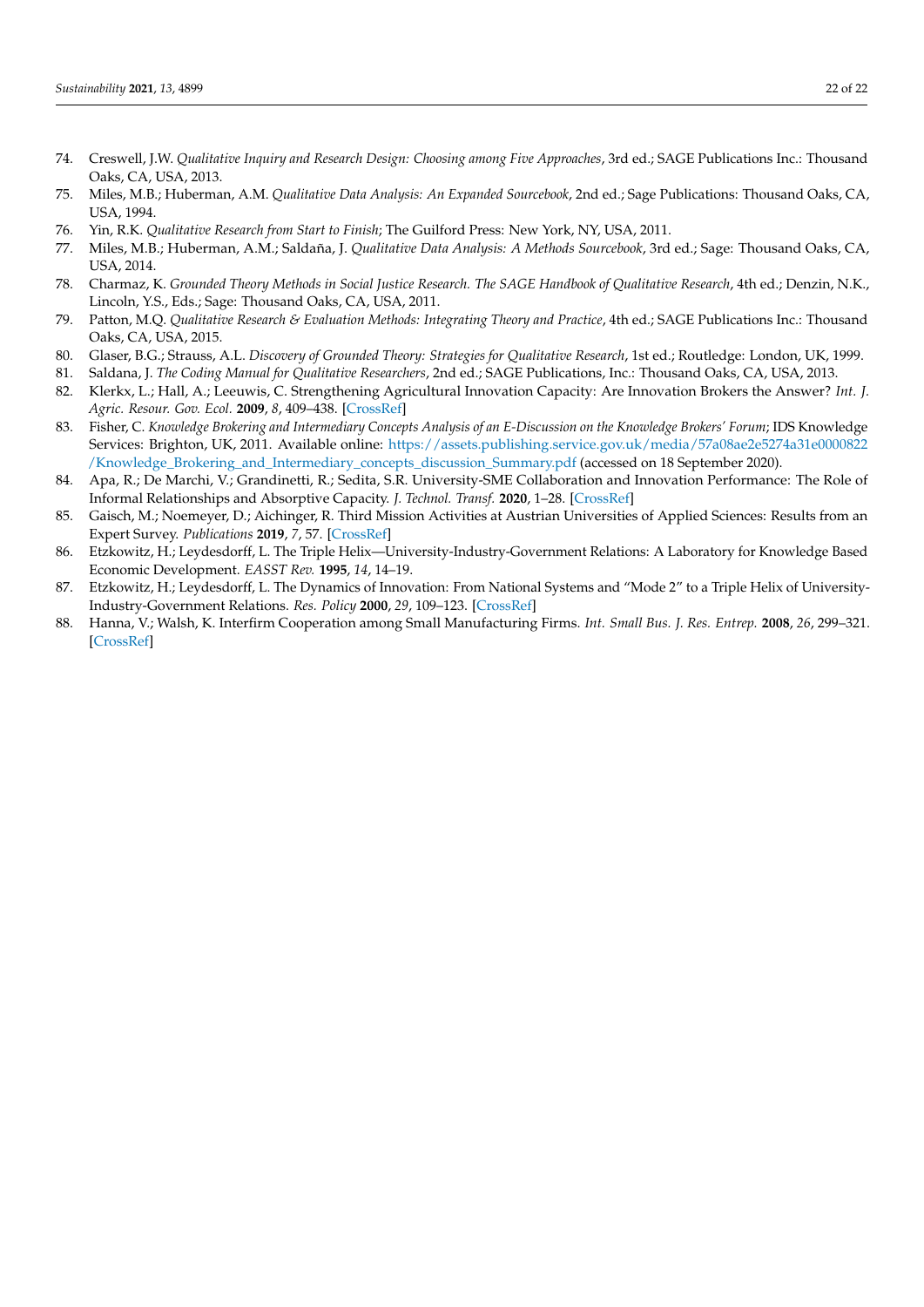74. Creswell, J.W. *Qualitative Inquiry and Research Design: Choosing among Five Approaches*, 3rd ed.; SAGE Publications Inc.: Thousand Oaks, CA, USA, 2013.
75. Miles, M.B.; Huberman, A.M. *Qualitative Data Analysis: An Expanded Sourcebook*, 2nd ed.; Sage Publications: Thousand Oaks, CA, USA, 1994.
76. Yin, R.K. *Qualitative Research from Start to Finish*; The Guilford Press: New York, NY, USA, 2011.
77. Miles, M.B.; Huberman, A.M.; Saldaña, J. *Qualitative Data Analysis: A Methods Sourcebook*, 3rd ed.; Sage: Thousand Oaks, CA, USA, 2014.
78. Charmaz, K. *Grounded Theory Methods in Social Justice Research. The SAGE Handbook of Qualitative Research*, 4th ed.; Denzin, N.K., Lincoln, Y.S., Eds.; Sage: Thousand Oaks, CA, USA, 2011.
79. Patton, M.Q. *Qualitative Research & Evaluation Methods: Integrating Theory and Practice*, 4th ed.; SAGE Publications Inc.: Thousand Oaks, CA, USA, 2015.
80. Glaser, B.G.; Strauss, A.L. *Discovery of Grounded Theory: Strategies for Qualitative Research*, 1st ed.; Routledge: London, UK, 1999.
81. Saldana, J. *The Coding Manual for Qualitative Researchers*, 2nd ed.; SAGE Publications, Inc.: Thousand Oaks, CA, USA, 2013.
82. Klerkx, L.; Hall, A.; Leeuwis, C. Strengthening Agricultural Innovation Capacity: Are Innovation Brokers the Answer? *Int. J. Agric. Resour. Gov. Ecol.* **2009**, *8*, 409–438. [CrossRef]
83. Fisher, C. *Knowledge Brokering and Intermediary Concepts Analysis of an E-Discussion on the Knowledge Brokers' Forum*; IDS Knowledge Services: Brighton, UK, 2011. Available online: https://assets.publishing.service.gov.uk/media/57a08ae2e5274a31e0000822/Knowledge_Brokering_and_Intermediary_concepts_discussion_Summary.pdf (accessed on 18 September 2020).
84. Apa, R.; De Marchi, V.; Grandinetti, R.; Sedita, S.R. University-SME Collaboration and Innovation Performance: The Role of Informal Relationships and Absorptive Capacity. *J. Technol. Transf.* **2020**, 1–28. [CrossRef]
85. Gaisch, M.; Noemeyer, D.; Aichinger, R. Third Mission Activities at Austrian Universities of Applied Sciences: Results from an Expert Survey. *Publications* **2019**, *7*, 57. [CrossRef]
86. Etzkowitz, H.; Leydesdorff, L. The Triple Helix—University-Industry-Government Relations: A Laboratory for Knowledge Based Economic Development. *EASST Rev.* **1995**, *14*, 14–19.
87. Etzkowitz, H.; Leydesdorff, L. The Dynamics of Innovation: From National Systems and "Mode 2" to a Triple Helix of University-Industry-Government Relations. *Res. Policy* **2000**, *29*, 109–123. [CrossRef]
88. Hanna, V.; Walsh, K. Interfirm Cooperation among Small Manufacturing Firms. *Int. Small Bus. J. Res. Entrep.* **2008**, *26*, 299–321. [CrossRef]